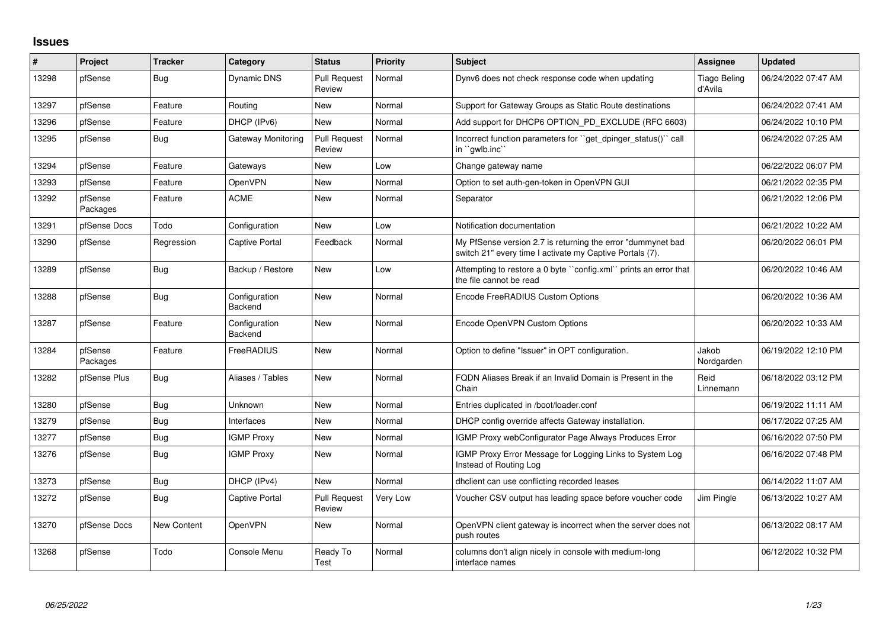## Issues

| # | Project | Tracker | Category | Status | Priority | Subject | Assignee | Updated |
|---|---|---|---|---|---|---|---|---|
| 13298 | pfSense | Bug | Dynamic DNS | Pull Request Review | Normal | Dynv6 does not check response code when updating | Tiago Beling d'Avila | 06/24/2022 07:47 AM |
| 13297 | pfSense | Feature | Routing | New | Normal | Support for Gateway Groups as Static Route destinations | | 06/24/2022 07:41 AM |
| 13296 | pfSense | Feature | DHCP (IPv6) | New | Normal | Add support for DHCP6 OPTION_PD_EXCLUDE (RFC 6603) | | 06/24/2022 10:10 PM |
| 13295 | pfSense | Bug | Gateway Monitoring | Pull Request Review | Normal | Incorrect function parameters for ``get_dpinger_status()`` call in ``gwlb.inc`` | | 06/24/2022 07:25 AM |
| 13294 | pfSense | Feature | Gateways | New | Low | Change gateway name | | 06/22/2022 06:07 PM |
| 13293 | pfSense | Feature | OpenVPN | New | Normal | Option to set auth-gen-token in OpenVPN GUI | | 06/21/2022 02:35 PM |
| 13292 | pfSense Packages | Feature | ACME | New | Normal | Separator | | 06/21/2022 12:06 PM |
| 13291 | pfSense Docs | Todo | Configuration | New | Low | Notification documentation | | 06/21/2022 10:22 AM |
| 13290 | pfSense | Regression | Captive Portal | Feedback | Normal | My PfSense version 2.7 is returning the error "dummynet bad switch 21" every time I activate my Captive Portals (7). | | 06/20/2022 06:01 PM |
| 13289 | pfSense | Bug | Backup / Restore | New | Low | Attempting to restore a 0 byte ``config.xml`` prints an error that the file cannot be read | | 06/20/2022 10:46 AM |
| 13288 | pfSense | Bug | Configuration Backend | New | Normal | Encode FreeRADIUS Custom Options | | 06/20/2022 10:36 AM |
| 13287 | pfSense | Feature | Configuration Backend | New | Normal | Encode OpenVPN Custom Options | | 06/20/2022 10:33 AM |
| 13284 | pfSense Packages | Feature | FreeRADIUS | New | Normal | Option to define "Issuer" in OPT configuration. | Jakob Nordgarden | 06/19/2022 12:10 PM |
| 13282 | pfSense Plus | Bug | Aliases / Tables | New | Normal | FQDN Aliases Break if an Invalid Domain is Present in the Chain | Reid Linnemann | 06/18/2022 03:12 PM |
| 13280 | pfSense | Bug | Unknown | New | Normal | Entries duplicated in /boot/loader.conf | | 06/19/2022 11:11 AM |
| 13279 | pfSense | Bug | Interfaces | New | Normal | DHCP config override affects Gateway installation. | | 06/17/2022 07:25 AM |
| 13277 | pfSense | Bug | IGMP Proxy | New | Normal | IGMP Proxy webConfigurator Page Always Produces Error | | 06/16/2022 07:50 PM |
| 13276 | pfSense | Bug | IGMP Proxy | New | Normal | IGMP Proxy Error Message for Logging Links to System Log Instead of Routing Log | | 06/16/2022 07:48 PM |
| 13273 | pfSense | Bug | DHCP (IPv4) | New | Normal | dhclient can use conflicting recorded leases | | 06/14/2022 11:07 AM |
| 13272 | pfSense | Bug | Captive Portal | Pull Request Review | Very Low | Voucher CSV output has leading space before voucher code | Jim Pingle | 06/13/2022 10:27 AM |
| 13270 | pfSense Docs | New Content | OpenVPN | New | Normal | OpenVPN client gateway is incorrect when the server does not push routes | | 06/13/2022 08:17 AM |
| 13268 | pfSense | Todo | Console Menu | Ready To Test | Normal | columns don't align nicely in console with medium-long interface names | | 06/12/2022 10:32 PM |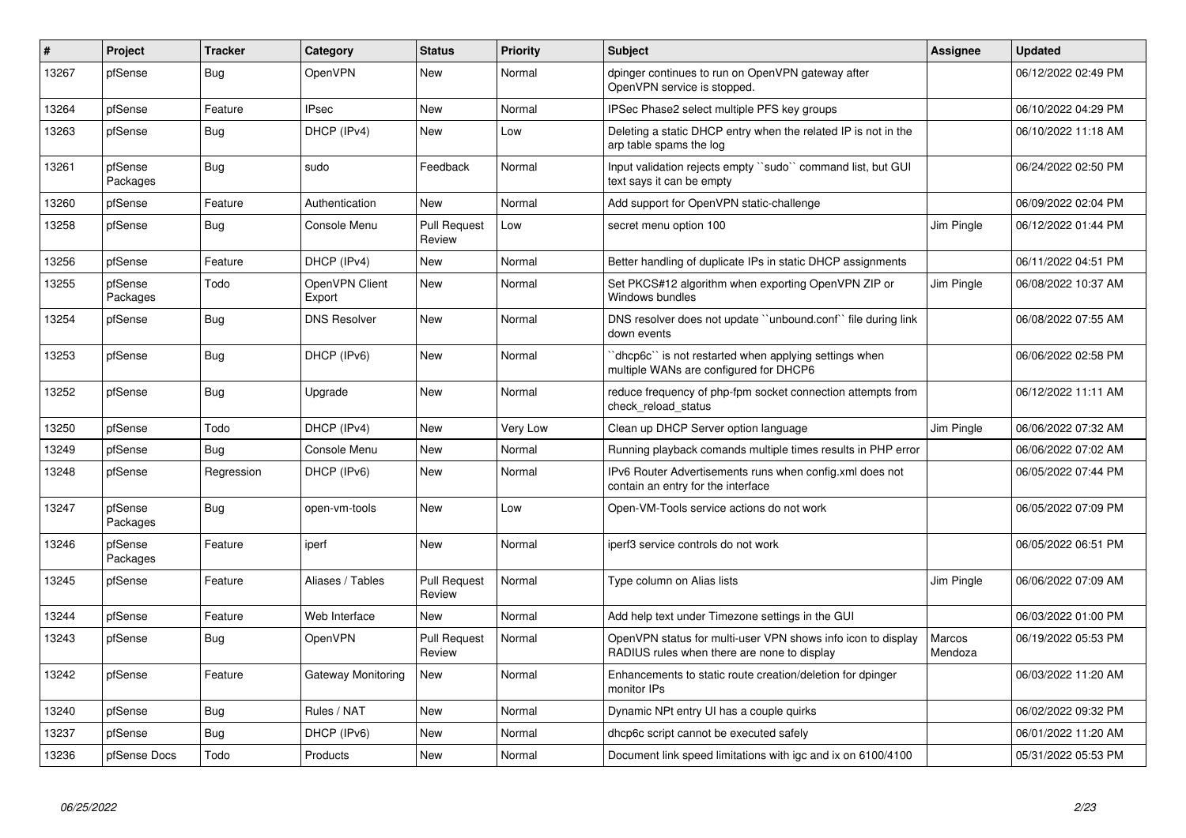| # | Project | Tracker | Category | Status | Priority | Subject | Assignee | Updated |
|---|---|---|---|---|---|---|---|---|
| 13267 | pfSense | Bug | OpenVPN | New | Normal | dpinger continues to run on OpenVPN gateway after OpenVPN service is stopped. | | 06/12/2022 02:49 PM |
| 13264 | pfSense | Feature | IPsec | New | Normal | IPSec Phase2 select multiple PFS key groups | | 06/10/2022 04:29 PM |
| 13263 | pfSense | Bug | DHCP (IPv4) | New | Low | Deleting a static DHCP entry when the related IP is not in the arp table spams the log | | 06/10/2022 11:18 AM |
| 13261 | pfSense Packages | Bug | sudo | Feedback | Normal | Input validation rejects empty ``sudo`` command list, but GUI text says it can be empty | | 06/24/2022 02:50 PM |
| 13260 | pfSense | Feature | Authentication | New | Normal | Add support for OpenVPN static-challenge | | 06/09/2022 02:04 PM |
| 13258 | pfSense | Bug | Console Menu | Pull Request Review | Low | secret menu option 100 | Jim Pingle | 06/12/2022 01:44 PM |
| 13256 | pfSense | Feature | DHCP (IPv4) | New | Normal | Better handling of duplicate IPs in static DHCP assignments | | 06/11/2022 04:51 PM |
| 13255 | pfSense Packages | Todo | OpenVPN Client Export | New | Normal | Set PKCS#12 algorithm when exporting OpenVPN ZIP or Windows bundles | Jim Pingle | 06/08/2022 10:37 AM |
| 13254 | pfSense | Bug | DNS Resolver | New | Normal | DNS resolver does not update ``unbound.conf`` file during link down events | | 06/08/2022 07:55 AM |
| 13253 | pfSense | Bug | DHCP (IPv6) | New | Normal | ``dhcp6c`` is not restarted when applying settings when multiple WANs are configured for DHCP6 | | 06/06/2022 02:58 PM |
| 13252 | pfSense | Bug | Upgrade | New | Normal | reduce frequency of php-fpm socket connection attempts from check_reload_status | | 06/12/2022 11:11 AM |
| 13250 | pfSense | Todo | DHCP (IPv4) | New | Very Low | Clean up DHCP Server option language | Jim Pingle | 06/06/2022 07:32 AM |
| 13249 | pfSense | Bug | Console Menu | New | Normal | Running playback comands multiple times results in PHP error | | 06/06/2022 07:02 AM |
| 13248 | pfSense | Regression | DHCP (IPv6) | New | Normal | IPv6 Router Advertisements runs when config.xml does not contain an entry for the interface | | 06/05/2022 07:44 PM |
| 13247 | pfSense Packages | Bug | open-vm-tools | New | Low | Open-VM-Tools service actions do not work | | 06/05/2022 07:09 PM |
| 13246 | pfSense Packages | Feature | iperf | New | Normal | iperf3 service controls do not work | | 06/05/2022 06:51 PM |
| 13245 | pfSense | Feature | Aliases / Tables | Pull Request Review | Normal | Type column on Alias lists | Jim Pingle | 06/06/2022 07:09 AM |
| 13244 | pfSense | Feature | Web Interface | New | Normal | Add help text under Timezone settings in the GUI | | 06/03/2022 01:00 PM |
| 13243 | pfSense | Bug | OpenVPN | Pull Request Review | Normal | OpenVPN status for multi-user VPN shows info icon to display RADIUS rules when there are none to display | Marcos Mendoza | 06/19/2022 05:53 PM |
| 13242 | pfSense | Feature | Gateway Monitoring | New | Normal | Enhancements to static route creation/deletion for dpinger monitor IPs | | 06/03/2022 11:20 AM |
| 13240 | pfSense | Bug | Rules / NAT | New | Normal | Dynamic NPt entry UI has a couple quirks | | 06/02/2022 09:32 PM |
| 13237 | pfSense | Bug | DHCP (IPv6) | New | Normal | dhcp6c script cannot be executed safely | | 06/01/2022 11:20 AM |
| 13236 | pfSense Docs | Todo | Products | New | Normal | Document link speed limitations with igc and ix on 6100/4100 | | 05/31/2022 05:53 PM |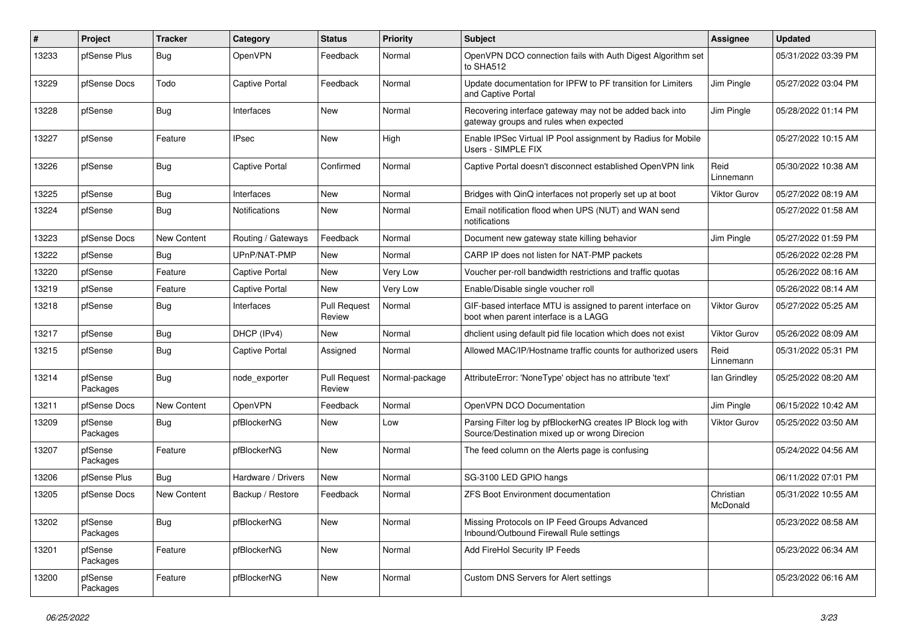| # | Project | Tracker | Category | Status | Priority | Subject | Assignee | Updated |
|---|---|---|---|---|---|---|---|---|
| 13233 | pfSense Plus | Bug | OpenVPN | Feedback | Normal | OpenVPN DCO connection fails with Auth Digest Algorithm set to SHA512 | | 05/31/2022 03:39 PM |
| 13229 | pfSense Docs | Todo | Captive Portal | Feedback | Normal | Update documentation for IPFW to PF transition for Limiters and Captive Portal | Jim Pingle | 05/27/2022 03:04 PM |
| 13228 | pfSense | Bug | Interfaces | New | Normal | Recovering interface gateway may not be added back into gateway groups and rules when expected | Jim Pingle | 05/28/2022 01:14 PM |
| 13227 | pfSense | Feature | IPsec | New | High | Enable IPSec Virtual IP Pool assignment by Radius for Mobile Users - SIMPLE FIX | | 05/27/2022 10:15 AM |
| 13226 | pfSense | Bug | Captive Portal | Confirmed | Normal | Captive Portal doesn't disconnect established OpenVPN link | Reid Linnemann | 05/30/2022 10:38 AM |
| 13225 | pfSense | Bug | Interfaces | New | Normal | Bridges with QinQ interfaces not properly set up at boot | Viktor Gurov | 05/27/2022 08:19 AM |
| 13224 | pfSense | Bug | Notifications | New | Normal | Email notification flood when UPS (NUT) and WAN send notifications | | 05/27/2022 01:58 AM |
| 13223 | pfSense Docs | New Content | Routing / Gateways | Feedback | Normal | Document new gateway state killing behavior | Jim Pingle | 05/27/2022 01:59 PM |
| 13222 | pfSense | Bug | UPnP/NAT-PMP | New | Normal | CARP IP does not listen for NAT-PMP packets | | 05/26/2022 02:28 PM |
| 13220 | pfSense | Feature | Captive Portal | New | Very Low | Voucher per-roll bandwidth restrictions and traffic quotas | | 05/26/2022 08:16 AM |
| 13219 | pfSense | Feature | Captive Portal | New | Very Low | Enable/Disable single voucher roll | | 05/26/2022 08:14 AM |
| 13218 | pfSense | Bug | Interfaces | Pull Request Review | Normal | GIF-based interface MTU is assigned to parent interface on boot when parent interface is a LAGG | Viktor Gurov | 05/27/2022 05:25 AM |
| 13217 | pfSense | Bug | DHCP (IPv4) | New | Normal | dhclient using default pid file location which does not exist | Viktor Gurov | 05/26/2022 08:09 AM |
| 13215 | pfSense | Bug | Captive Portal | Assigned | Normal | Allowed MAC/IP/Hostname traffic counts for authorized users | Reid Linnemann | 05/31/2022 05:31 PM |
| 13214 | pfSense Packages | Bug | node_exporter | Pull Request Review | Normal-package | AttributeError: 'NoneType' object has no attribute 'text' | Ian Grindley | 05/25/2022 08:20 AM |
| 13211 | pfSense Docs | New Content | OpenVPN | Feedback | Normal | OpenVPN DCO Documentation | Jim Pingle | 06/15/2022 10:42 AM |
| 13209 | pfSense Packages | Bug | pfBlockerNG | New | Low | Parsing Filter log by pfBlockerNG creates IP Block log with Source/Destination mixed up or wrong Direcion | Viktor Gurov | 05/25/2022 03:50 AM |
| 13207 | pfSense Packages | Feature | pfBlockerNG | New | Normal | The feed column on the Alerts page is confusing | | 05/24/2022 04:56 AM |
| 13206 | pfSense Plus | Bug | Hardware / Drivers | New | Normal | SG-3100 LED GPIO hangs | | 06/11/2022 07:01 PM |
| 13205 | pfSense Docs | New Content | Backup / Restore | Feedback | Normal | ZFS Boot Environment documentation | Christian McDonald | 05/31/2022 10:55 AM |
| 13202 | pfSense Packages | Bug | pfBlockerNG | New | Normal | Missing Protocols on IP Feed Groups Advanced Inbound/Outbound Firewall Rule settings | | 05/23/2022 08:58 AM |
| 13201 | pfSense Packages | Feature | pfBlockerNG | New | Normal | Add FireHol Security IP Feeds | | 05/23/2022 06:34 AM |
| 13200 | pfSense Packages | Feature | pfBlockerNG | New | Normal | Custom DNS Servers for Alert settings | | 05/23/2022 06:16 AM |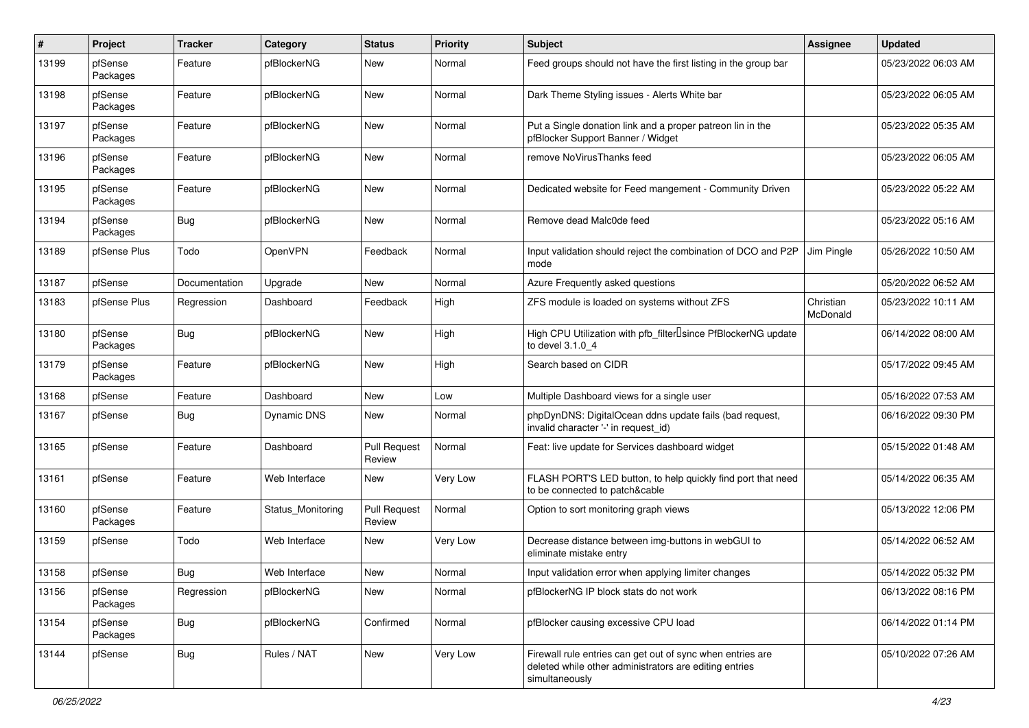| # | Project | Tracker | Category | Status | Priority | Subject | Assignee | Updated |
|---|---|---|---|---|---|---|---|---|
| 13199 | pfSense Packages | Feature | pfBlockerNG | New | Normal | Feed groups should not have the first listing in the group bar | | 05/23/2022 06:03 AM |
| 13198 | pfSense Packages | Feature | pfBlockerNG | New | Normal | Dark Theme Styling issues - Alerts White bar | | 05/23/2022 06:05 AM |
| 13197 | pfSense Packages | Feature | pfBlockerNG | New | Normal | Put a Single donation link and a proper patreon lin in the pfBlocker Support Banner / Widget | | 05/23/2022 05:35 AM |
| 13196 | pfSense Packages | Feature | pfBlockerNG | New | Normal | remove NoVirusThanks feed | | 05/23/2022 06:05 AM |
| 13195 | pfSense Packages | Feature | pfBlockerNG | New | Normal | Dedicated website for Feed mangement - Community Driven | | 05/23/2022 05:22 AM |
| 13194 | pfSense Packages | Bug | pfBlockerNG | New | Normal | Remove dead Malc0de feed | | 05/23/2022 05:16 AM |
| 13189 | pfSense Plus | Todo | OpenVPN | Feedback | Normal | Input validation should reject the combination of DCO and P2P mode | Jim Pingle | 05/26/2022 10:50 AM |
| 13187 | pfSense | Documentation | Upgrade | New | Normal | Azure Frequently asked questions | | 05/20/2022 06:52 AM |
| 13183 | pfSense Plus | Regression | Dashboard | Feedback | High | ZFS module is loaded on systems without ZFS | Christian McDonald | 05/23/2022 10:11 AM |
| 13180 | pfSense Packages | Bug | pfBlockerNG | New | High | High CPU Utilization with pfb_filter since PfBlockerNG update to devel 3.1.0_4 | | 06/14/2022 08:00 AM |
| 13179 | pfSense Packages | Feature | pfBlockerNG | New | High | Search based on CIDR | | 05/17/2022 09:45 AM |
| 13168 | pfSense | Feature | Dashboard | New | Low | Multiple Dashboard views for a single user | | 05/16/2022 07:53 AM |
| 13167 | pfSense | Bug | Dynamic DNS | New | Normal | phpDynDNS: DigitalOcean ddns update fails (bad request, invalid character '-' in request_id) | | 06/16/2022 09:30 PM |
| 13165 | pfSense | Feature | Dashboard | Pull Request Review | Normal | Feat: live update for Services dashboard widget | | 05/15/2022 01:48 AM |
| 13161 | pfSense | Feature | Web Interface | New | Very Low | FLASH PORT'S LED button, to help quickly find port that need to be connected to patch&cable | | 05/14/2022 06:35 AM |
| 13160 | pfSense Packages | Feature | Status_Monitoring | Pull Request Review | Normal | Option to sort monitoring graph views | | 05/13/2022 12:06 PM |
| 13159 | pfSense | Todo | Web Interface | New | Very Low | Decrease distance between img-buttons in webGUI to eliminate mistake entry | | 05/14/2022 06:52 AM |
| 13158 | pfSense | Bug | Web Interface | New | Normal | Input validation error when applying limiter changes | | 05/14/2022 05:32 PM |
| 13156 | pfSense Packages | Regression | pfBlockerNG | New | Normal | pfBlockerNG IP block stats do not work | | 06/13/2022 08:16 PM |
| 13154 | pfSense Packages | Bug | pfBlockerNG | Confirmed | Normal | pfBlocker causing excessive CPU load | | 06/14/2022 01:14 PM |
| 13144 | pfSense | Bug | Rules / NAT | New | Very Low | Firewall rule entries can get out of sync when entries are deleted while other administrators are editing entries simultaneously | | 05/10/2022 07:26 AM |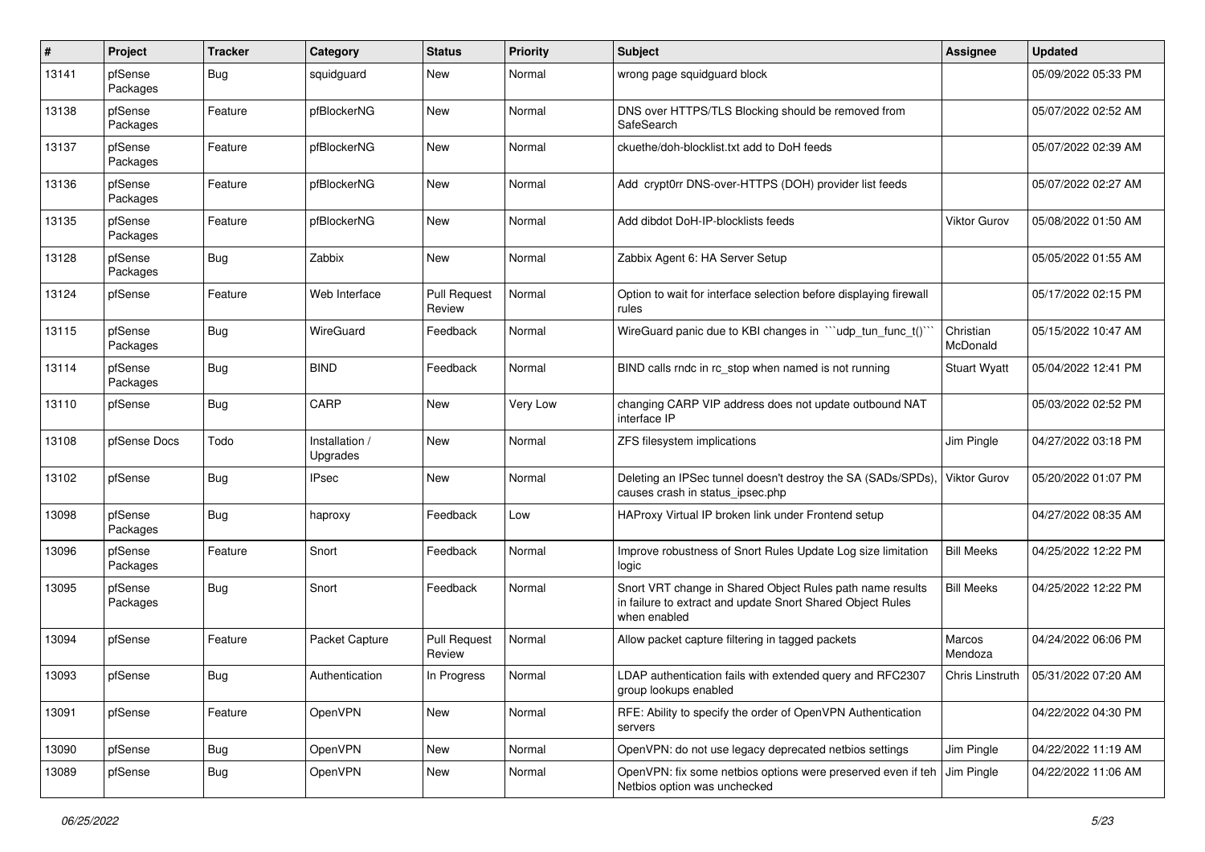| # | Project | Tracker | Category | Status | Priority | Subject | Assignee | Updated |
|---|---|---|---|---|---|---|---|---|
| 13141 | pfSense Packages | Bug | squidguard | New | Normal | wrong page squidguard block | | 05/09/2022 05:33 PM |
| 13138 | pfSense Packages | Feature | pfBlockerNG | New | Normal | DNS over HTTPS/TLS Blocking should be removed from SafeSearch | | 05/07/2022 02:52 AM |
| 13137 | pfSense Packages | Feature | pfBlockerNG | New | Normal | ckuethe/doh-blocklist.txt add to DoH feeds | | 05/07/2022 02:39 AM |
| 13136 | pfSense Packages | Feature | pfBlockerNG | New | Normal | Add crypt0rr DNS-over-HTTPS (DOH) provider list feeds | | 05/07/2022 02:27 AM |
| 13135 | pfSense Packages | Feature | pfBlockerNG | New | Normal | Add dibdot DoH-IP-blocklists feeds | Viktor Gurov | 05/08/2022 01:50 AM |
| 13128 | pfSense Packages | Bug | Zabbix | New | Normal | Zabbix Agent 6: HA Server Setup | | 05/05/2022 01:55 AM |
| 13124 | pfSense | Feature | Web Interface | Pull Request Review | Normal | Option to wait for interface selection before displaying firewall rules | | 05/17/2022 02:15 PM |
| 13115 | pfSense Packages | Bug | WireGuard | Feedback | Normal | WireGuard panic due to KBI changes in ```udp_tun_func_t()``` | Christian McDonald | 05/15/2022 10:47 AM |
| 13114 | pfSense Packages | Bug | BIND | Feedback | Normal | BIND calls rndc in rc_stop when named is not running | Stuart Wyatt | 05/04/2022 12:41 PM |
| 13110 | pfSense | Bug | CARP | New | Very Low | changing CARP VIP address does not update outbound NAT interface IP | | 05/03/2022 02:52 PM |
| 13108 | pfSense Docs | Todo | Installation / Upgrades | New | Normal | ZFS filesystem implications | Jim Pingle | 04/27/2022 03:18 PM |
| 13102 | pfSense | Bug | IPsec | New | Normal | Deleting an IPSec tunnel doesn't destroy the SA (SADs/SPDs), causes crash in status_ipsec.php | Viktor Gurov | 05/20/2022 01:07 PM |
| 13098 | pfSense Packages | Bug | haproxy | Feedback | Low | HAProxy Virtual IP broken link under Frontend setup | | 04/27/2022 08:35 AM |
| 13096 | pfSense Packages | Feature | Snort | Feedback | Normal | Improve robustness of Snort Rules Update Log size limitation logic | Bill Meeks | 04/25/2022 12:22 PM |
| 13095 | pfSense Packages | Bug | Snort | Feedback | Normal | Snort VRT change in Shared Object Rules path name results in failure to extract and update Snort Shared Object Rules when enabled | Bill Meeks | 04/25/2022 12:22 PM |
| 13094 | pfSense | Feature | Packet Capture | Pull Request Review | Normal | Allow packet capture filtering in tagged packets | Marcos Mendoza | 04/24/2022 06:06 PM |
| 13093 | pfSense | Bug | Authentication | In Progress | Normal | LDAP authentication fails with extended query and RFC2307 group lookups enabled | Chris Linstruth | 05/31/2022 07:20 AM |
| 13091 | pfSense | Feature | OpenVPN | New | Normal | RFE: Ability to specify the order of OpenVPN Authentication servers | | 04/22/2022 04:30 PM |
| 13090 | pfSense | Bug | OpenVPN | New | Normal | OpenVPN: do not use legacy deprecated netbios settings | Jim Pingle | 04/22/2022 11:19 AM |
| 13089 | pfSense | Bug | OpenVPN | New | Normal | OpenVPN: fix some netbios options were preserved even if teh Netbios option was unchecked | Jim Pingle | 04/22/2022 11:06 AM |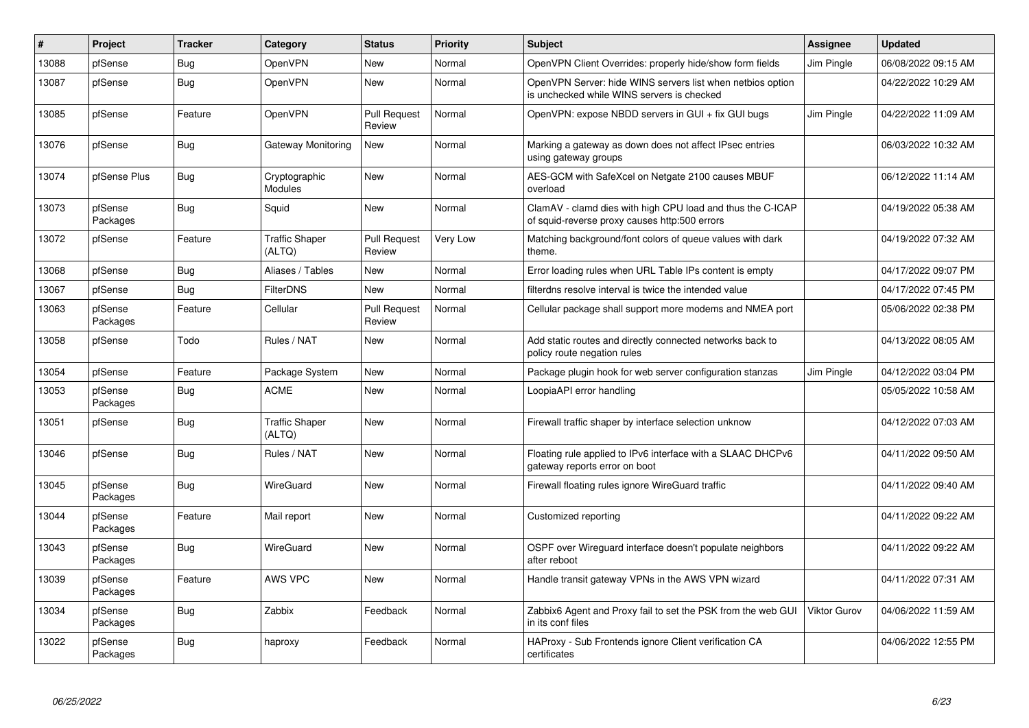| # | Project | Tracker | Category | Status | Priority | Subject | Assignee | Updated |
|---|---|---|---|---|---|---|---|---|
| 13088 | pfSense | Bug | OpenVPN | New | Normal | OpenVPN Client Overrides: properly hide/show form fields | Jim Pingle | 06/08/2022 09:15 AM |
| 13087 | pfSense | Bug | OpenVPN | New | Normal | OpenVPN Server: hide WINS servers list when netbios option is unchecked while WINS servers is checked | | 04/22/2022 10:29 AM |
| 13085 | pfSense | Feature | OpenVPN | Pull Request Review | Normal | OpenVPN: expose NBDD servers in GUI + fix GUI bugs | Jim Pingle | 04/22/2022 11:09 AM |
| 13076 | pfSense | Bug | Gateway Monitoring | New | Normal | Marking a gateway as down does not affect IPsec entries using gateway groups | | 06/03/2022 10:32 AM |
| 13074 | pfSense Plus | Bug | Cryptographic Modules | New | Normal | AES-GCM with SafeXcel on Netgate 2100 causes MBUF overload | | 06/12/2022 11:14 AM |
| 13073 | pfSense Packages | Bug | Squid | New | Normal | ClamAV - clamd dies with high CPU load and thus the C-ICAP of squid-reverse proxy causes http:500 errors | | 04/19/2022 05:38 AM |
| 13072 | pfSense | Feature | Traffic Shaper (ALTQ) | Pull Request Review | Very Low | Matching background/font colors of queue values with dark theme. | | 04/19/2022 07:32 AM |
| 13068 | pfSense | Bug | Aliases / Tables | New | Normal | Error loading rules when URL Table IPs content is empty | | 04/17/2022 09:07 PM |
| 13067 | pfSense | Bug | FilterDNS | New | Normal | filterdns resolve interval is twice the intended value | | 04/17/2022 07:45 PM |
| 13063 | pfSense Packages | Feature | Cellular | Pull Request Review | Normal | Cellular package shall support more modems and NMEA port | | 05/06/2022 02:38 PM |
| 13058 | pfSense | Todo | Rules / NAT | New | Normal | Add static routes and directly connected networks back to policy route negation rules | | 04/13/2022 08:05 AM |
| 13054 | pfSense | Feature | Package System | New | Normal | Package plugin hook for web server configuration stanzas | Jim Pingle | 04/12/2022 03:04 PM |
| 13053 | pfSense Packages | Bug | ACME | New | Normal | LoopiaAPI error handling | | 05/05/2022 10:58 AM |
| 13051 | pfSense | Bug | Traffic Shaper (ALTQ) | New | Normal | Firewall traffic shaper by interface selection unknow | | 04/12/2022 07:03 AM |
| 13046 | pfSense | Bug | Rules / NAT | New | Normal | Floating rule applied to IPv6 interface with a SLAAC DHCPv6 gateway reports error on boot | | 04/11/2022 09:50 AM |
| 13045 | pfSense Packages | Bug | WireGuard | New | Normal | Firewall floating rules ignore WireGuard traffic | | 04/11/2022 09:40 AM |
| 13044 | pfSense Packages | Feature | Mail report | New | Normal | Customized reporting | | 04/11/2022 09:22 AM |
| 13043 | pfSense Packages | Bug | WireGuard | New | Normal | OSPF over Wireguard interface doesn't populate neighbors after reboot | | 04/11/2022 09:22 AM |
| 13039 | pfSense Packages | Feature | AWS VPC | New | Normal | Handle transit gateway VPNs in the AWS VPN wizard | | 04/11/2022 07:31 AM |
| 13034 | pfSense Packages | Bug | Zabbix | Feedback | Normal | Zabbix6 Agent and Proxy fail to set the PSK from the web GUI in its conf files | Viktor Gurov | 04/06/2022 11:59 AM |
| 13022 | pfSense Packages | Bug | haproxy | Feedback | Normal | HAProxy - Sub Frontends ignore Client verification CA certificates | | 04/06/2022 12:55 PM |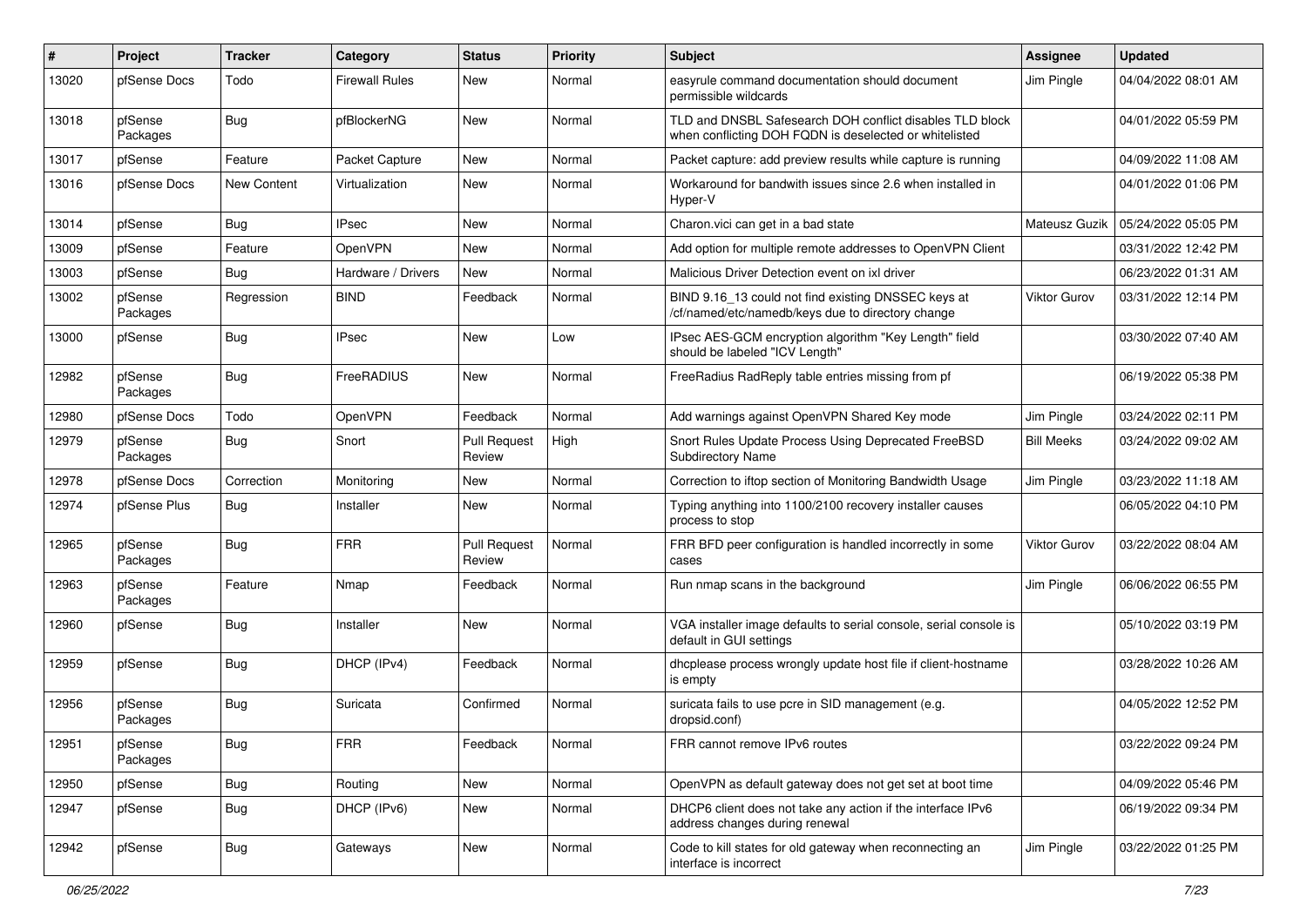| # | Project | Tracker | Category | Status | Priority | Subject | Assignee | Updated |
|---|---|---|---|---|---|---|---|---|
| 13020 | pfSense Docs | Todo | Firewall Rules | New | Normal | easyrule command documentation should document permissible wildcards | Jim Pingle | 04/04/2022 08:01 AM |
| 13018 | pfSense Packages | Bug | pfBlockerNG | New | Normal | TLD and DNSBL Safesearch DOH conflict disables TLD block when conflicting DOH FQDN is deselected or whitelisted | | 04/01/2022 05:59 PM |
| 13017 | pfSense | Feature | Packet Capture | New | Normal | Packet capture: add preview results while capture is running | | 04/09/2022 11:08 AM |
| 13016 | pfSense Docs | New Content | Virtualization | New | Normal | Workaround for bandwith issues since 2.6 when installed in Hyper-V | | 04/01/2022 01:06 PM |
| 13014 | pfSense | Bug | IPsec | New | Normal | Charon.vici can get in a bad state | Mateusz Guzik | 05/24/2022 05:05 PM |
| 13009 | pfSense | Feature | OpenVPN | New | Normal | Add option for multiple remote addresses to OpenVPN Client | | 03/31/2022 12:42 PM |
| 13003 | pfSense | Bug | Hardware / Drivers | New | Normal | Malicious Driver Detection event on ixl driver | | 06/23/2022 01:31 AM |
| 13002 | pfSense Packages | Regression | BIND | Feedback | Normal | BIND 9.16_13 could not find existing DNSSEC keys at /cf/named/etc/namedb/keys due to directory change | Viktor Gurov | 03/31/2022 12:14 PM |
| 13000 | pfSense | Bug | IPsec | New | Low | IPsec AES-GCM encryption algorithm "Key Length" field should be labeled "ICV Length" | | 03/30/2022 07:40 AM |
| 12982 | pfSense Packages | Bug | FreeRADIUS | New | Normal | FreeRadius RadReply table entries missing from pf | | 06/19/2022 05:38 PM |
| 12980 | pfSense Docs | Todo | OpenVPN | Feedback | Normal | Add warnings against OpenVPN Shared Key mode | Jim Pingle | 03/24/2022 02:11 PM |
| 12979 | pfSense Packages | Bug | Snort | Pull Request Review | High | Snort Rules Update Process Using Deprecated FreeBSD Subdirectory Name | Bill Meeks | 03/24/2022 09:02 AM |
| 12978 | pfSense Docs | Correction | Monitoring | New | Normal | Correction to iftop section of Monitoring Bandwidth Usage | Jim Pingle | 03/23/2022 11:18 AM |
| 12974 | pfSense Plus | Bug | Installer | New | Normal | Typing anything into 1100/2100 recovery installer causes process to stop | | 06/05/2022 04:10 PM |
| 12965 | pfSense Packages | Bug | FRR | Pull Request Review | Normal | FRR BFD peer configuration is handled incorrectly in some cases | Viktor Gurov | 03/22/2022 08:04 AM |
| 12963 | pfSense Packages | Feature | Nmap | Feedback | Normal | Run nmap scans in the background | Jim Pingle | 06/06/2022 06:55 PM |
| 12960 | pfSense | Bug | Installer | New | Normal | VGA installer image defaults to serial console, serial console is default in GUI settings | | 05/10/2022 03:19 PM |
| 12959 | pfSense | Bug | DHCP (IPv4) | Feedback | Normal | dhcplease process wrongly update host file if client-hostname is empty | | 03/28/2022 10:26 AM |
| 12956 | pfSense Packages | Bug | Suricata | Confirmed | Normal | suricata fails to use pcre in SID management (e.g. dropsid.conf) | | 04/05/2022 12:52 PM |
| 12951 | pfSense Packages | Bug | FRR | Feedback | Normal | FRR cannot remove IPv6 routes | | 03/22/2022 09:24 PM |
| 12950 | pfSense | Bug | Routing | New | Normal | OpenVPN as default gateway does not get set at boot time | | 04/09/2022 05:46 PM |
| 12947 | pfSense | Bug | DHCP (IPv6) | New | Normal | DHCP6 client does not take any action if the interface IPv6 address changes during renewal | | 06/19/2022 09:34 PM |
| 12942 | pfSense | Bug | Gateways | New | Normal | Code to kill states for old gateway when reconnecting an interface is incorrect | Jim Pingle | 03/22/2022 01:25 PM |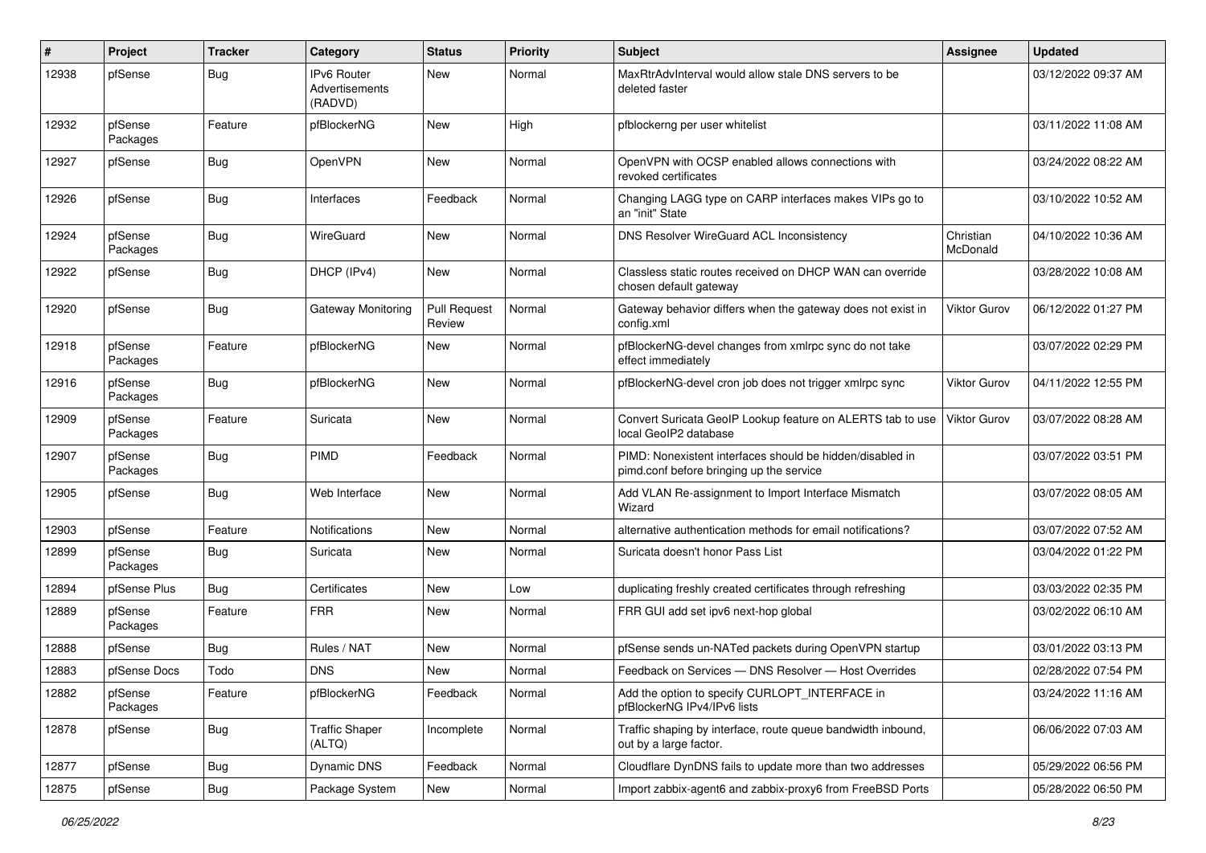| # | Project | Tracker | Category | Status | Priority | Subject | Assignee | Updated |
|---|---|---|---|---|---|---|---|---|
| 12938 | pfSense | Bug | IPv6 Router Advertisements (RADVD) | New | Normal | MaxRtrAdvInterval would allow stale DNS servers to be deleted faster | | 03/12/2022 09:37 AM |
| 12932 | pfSense Packages | Feature | pfBlockerNG | New | High | pfblockerng per user whitelist | | 03/11/2022 11:08 AM |
| 12927 | pfSense | Bug | OpenVPN | New | Normal | OpenVPN with OCSP enabled allows connections with revoked certificates | | 03/24/2022 08:22 AM |
| 12926 | pfSense | Bug | Interfaces | Feedback | Normal | Changing LAGG type on CARP interfaces makes VIPs go to an "init" State | | 03/10/2022 10:52 AM |
| 12924 | pfSense Packages | Bug | WireGuard | New | Normal | DNS Resolver WireGuard ACL Inconsistency | Christian McDonald | 04/10/2022 10:36 AM |
| 12922 | pfSense | Bug | DHCP (IPv4) | New | Normal | Classless static routes received on DHCP WAN can override chosen default gateway | | 03/28/2022 10:08 AM |
| 12920 | pfSense | Bug | Gateway Monitoring | Pull Request Review | Normal | Gateway behavior differs when the gateway does not exist in config.xml | Viktor Gurov | 06/12/2022 01:27 PM |
| 12918 | pfSense Packages | Feature | pfBlockerNG | New | Normal | pfBlockerNG-devel changes from xmlrpc sync do not take effect immediately | | 03/07/2022 02:29 PM |
| 12916 | pfSense Packages | Bug | pfBlockerNG | New | Normal | pfBlockerNG-devel cron job does not trigger xmlrpc sync | Viktor Gurov | 04/11/2022 12:55 PM |
| 12909 | pfSense Packages | Feature | Suricata | New | Normal | Convert Suricata GeoIP Lookup feature on ALERTS tab to use local GeoIP2 database | Viktor Gurov | 03/07/2022 08:28 AM |
| 12907 | pfSense Packages | Bug | PIMD | Feedback | Normal | PIMD: Nonexistent interfaces should be hidden/disabled in pimd.conf before bringing up the service | | 03/07/2022 03:51 PM |
| 12905 | pfSense | Bug | Web Interface | New | Normal | Add VLAN Re-assignment to Import Interface Mismatch Wizard | | 03/07/2022 08:05 AM |
| 12903 | pfSense | Feature | Notifications | New | Normal | alternative authentication methods for email notifications? | | 03/07/2022 07:52 AM |
| 12899 | pfSense Packages | Bug | Suricata | New | Normal | Suricata doesn't honor Pass List | | 03/04/2022 01:22 PM |
| 12894 | pfSense Plus | Bug | Certificates | New | Low | duplicating freshly created certificates through refreshing | | 03/03/2022 02:35 PM |
| 12889 | pfSense Packages | Feature | FRR | New | Normal | FRR GUI add set ipv6 next-hop global | | 03/02/2022 06:10 AM |
| 12888 | pfSense | Bug | Rules / NAT | New | Normal | pfSense sends un-NATed packets during OpenVPN startup | | 03/01/2022 03:13 PM |
| 12883 | pfSense Docs | Todo | DNS | New | Normal | Feedback on Services — DNS Resolver — Host Overrides | | 02/28/2022 07:54 PM |
| 12882 | pfSense Packages | Feature | pfBlockerNG | Feedback | Normal | Add the option to specify CURLOPT_INTERFACE in pfBlockerNG IPv4/IPv6 lists | | 03/24/2022 11:16 AM |
| 12878 | pfSense | Bug | Traffic Shaper (ALTQ) | Incomplete | Normal | Traffic shaping by interface, route queue bandwidth inbound, out by a large factor. | | 06/06/2022 07:03 AM |
| 12877 | pfSense | Bug | Dynamic DNS | Feedback | Normal | Cloudflare DynDNS fails to update more than two addresses | | 05/29/2022 06:56 PM |
| 12875 | pfSense | Bug | Package System | New | Normal | Import zabbix-agent6 and zabbix-proxy6 from FreeBSD Ports | | 05/28/2022 06:50 PM |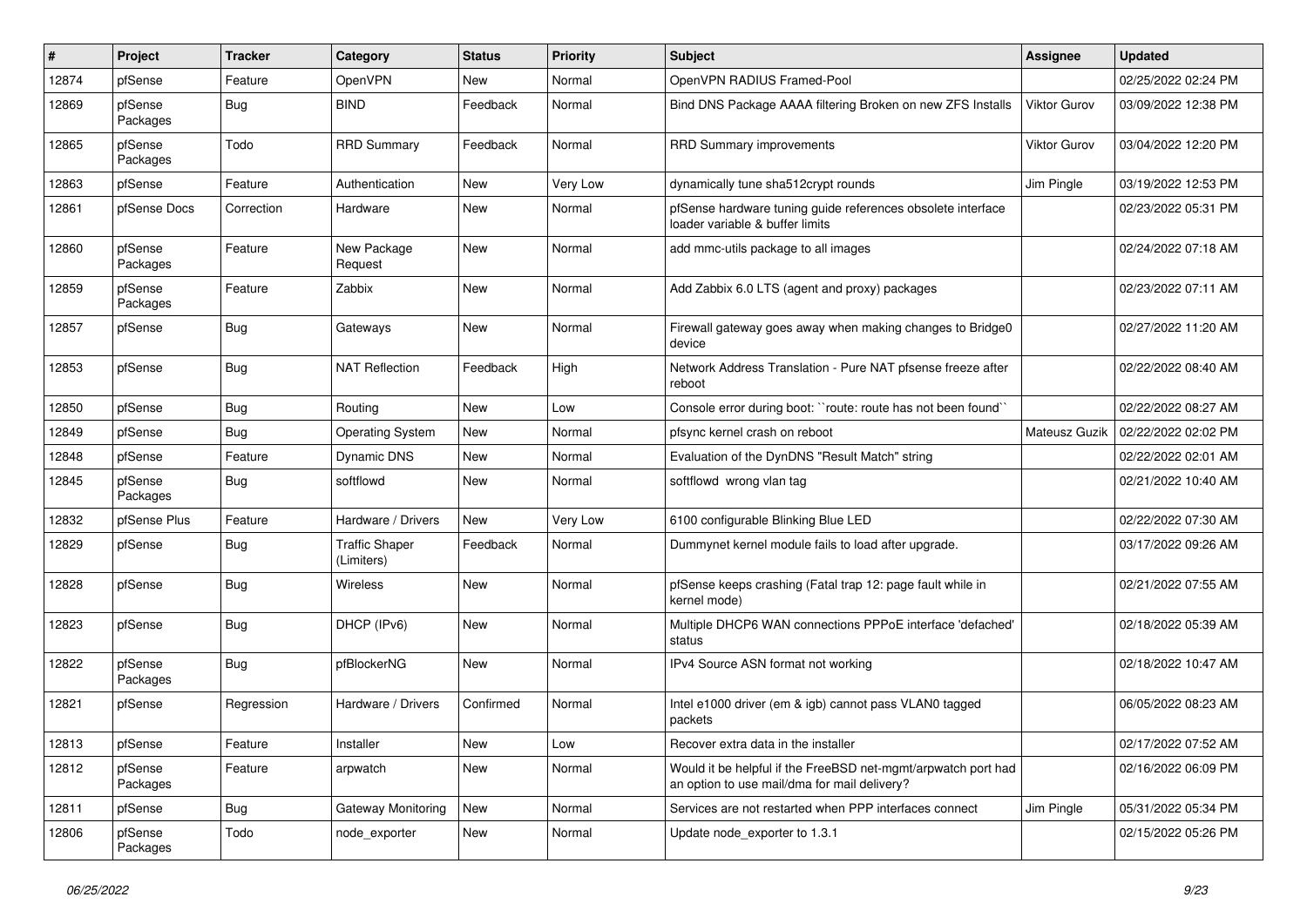| # | Project | Tracker | Category | Status | Priority | Subject | Assignee | Updated |
|---|---|---|---|---|---|---|---|---|
| 12874 | pfSense | Feature | OpenVPN | New | Normal | OpenVPN RADIUS Framed-Pool | | 02/25/2022 02:24 PM |
| 12869 | pfSense Packages | Bug | BIND | Feedback | Normal | Bind DNS Package AAAA filtering Broken on new ZFS Installs | Viktor Gurov | 03/09/2022 12:38 PM |
| 12865 | pfSense Packages | Todo | RRD Summary | Feedback | Normal | RRD Summary improvements | Viktor Gurov | 03/04/2022 12:20 PM |
| 12863 | pfSense | Feature | Authentication | New | Very Low | dynamically tune sha512crypt rounds | Jim Pingle | 03/19/2022 12:53 PM |
| 12861 | pfSense Docs | Correction | Hardware | New | Normal | pfSense hardware tuning guide references obsolete interface loader variable & buffer limits | | 02/23/2022 05:31 PM |
| 12860 | pfSense Packages | Feature | New Package Request | New | Normal | add mmc-utils package to all images | | 02/24/2022 07:18 AM |
| 12859 | pfSense Packages | Feature | Zabbix | New | Normal | Add Zabbix 6.0 LTS (agent and proxy) packages | | 02/23/2022 07:11 AM |
| 12857 | pfSense | Bug | Gateways | New | Normal | Firewall gateway goes away when making changes to Bridge0 device | | 02/27/2022 11:20 AM |
| 12853 | pfSense | Bug | NAT Reflection | Feedback | High | Network Address Translation - Pure NAT pfsense freeze after reboot | | 02/22/2022 08:40 AM |
| 12850 | pfSense | Bug | Routing | New | Low | Console error during boot: ``route: route has not been found`` | | 02/22/2022 08:27 AM |
| 12849 | pfSense | Bug | Operating System | New | Normal | pfsync kernel crash on reboot | Mateusz Guzik | 02/22/2022 02:02 PM |
| 12848 | pfSense | Feature | Dynamic DNS | New | Normal | Evaluation of the DynDNS "Result Match" string | | 02/22/2022 02:01 AM |
| 12845 | pfSense Packages | Bug | softflowd | New | Normal | softflowd wrong vlan tag | | 02/21/2022 10:40 AM |
| 12832 | pfSense Plus | Feature | Hardware / Drivers | New | Very Low | 6100 configurable Blinking Blue LED | | 02/22/2022 07:30 AM |
| 12829 | pfSense | Bug | Traffic Shaper (Limiters) | Feedback | Normal | Dummynet kernel module fails to load after upgrade. | | 03/17/2022 09:26 AM |
| 12828 | pfSense | Bug | Wireless | New | Normal | pfSense keeps crashing (Fatal trap 12: page fault while in kernel mode) | | 02/21/2022 07:55 AM |
| 12823 | pfSense | Bug | DHCP (IPv6) | New | Normal | Multiple DHCP6 WAN connections PPPoE interface 'defached' status | | 02/18/2022 05:39 AM |
| 12822 | pfSense Packages | Bug | pfBlockerNG | New | Normal | IPv4 Source ASN format not working | | 02/18/2022 10:47 AM |
| 12821 | pfSense | Regression | Hardware / Drivers | Confirmed | Normal | Intel e1000 driver (em & igb) cannot pass VLAN0 tagged packets | | 06/05/2022 08:23 AM |
| 12813 | pfSense | Feature | Installer | New | Low | Recover extra data in the installer | | 02/17/2022 07:52 AM |
| 12812 | pfSense Packages | Feature | arpwatch | New | Normal | Would it be helpful if the FreeBSD net-mgmt/arpwatch port had an option to use mail/dma for mail delivery? | | 02/16/2022 06:09 PM |
| 12811 | pfSense | Bug | Gateway Monitoring | New | Normal | Services are not restarted when PPP interfaces connect | Jim Pingle | 05/31/2022 05:34 PM |
| 12806 | pfSense Packages | Todo | node_exporter | New | Normal | Update node_exporter to 1.3.1 | | 02/15/2022 05:26 PM |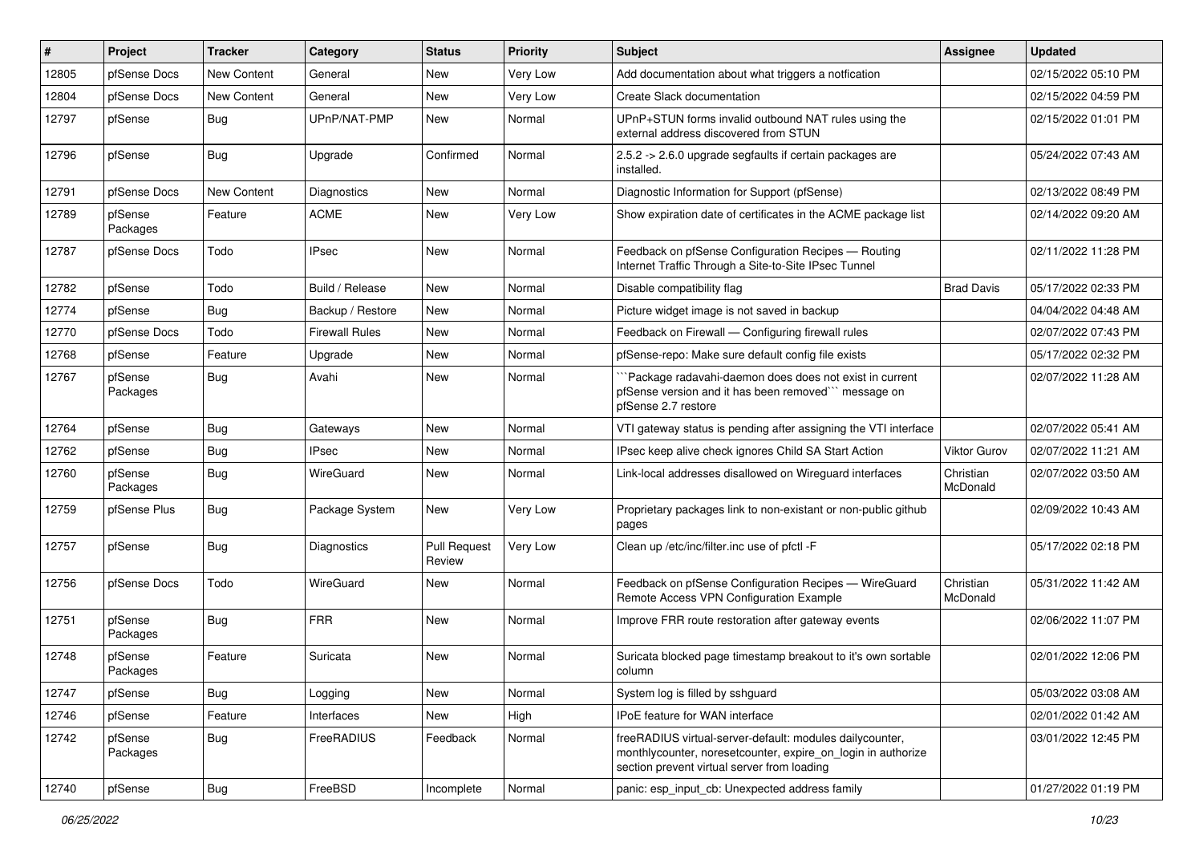| # | Project | Tracker | Category | Status | Priority | Subject | Assignee | Updated |
|---|---|---|---|---|---|---|---|---|
| 12805 | pfSense Docs | New Content | General | New | Very Low | Add documentation about what triggers a notfication | | 02/15/2022 05:10 PM |
| 12804 | pfSense Docs | New Content | General | New | Very Low | Create Slack documentation | | 02/15/2022 04:59 PM |
| 12797 | pfSense | Bug | UPnP/NAT-PMP | New | Normal | UPnP+STUN forms invalid outbound NAT rules using the external address discovered from STUN | | 02/15/2022 01:01 PM |
| 12796 | pfSense | Bug | Upgrade | Confirmed | Normal | 2.5.2 -> 2.6.0 upgrade segfaults if certain packages are installed. | | 05/24/2022 07:43 AM |
| 12791 | pfSense Docs | New Content | Diagnostics | New | Normal | Diagnostic Information for Support (pfSense) | | 02/13/2022 08:49 PM |
| 12789 | pfSense Packages | Feature | ACME | New | Very Low | Show expiration date of certificates in the ACME package list | | 02/14/2022 09:20 AM |
| 12787 | pfSense Docs | Todo | IPsec | New | Normal | Feedback on pfSense Configuration Recipes — Routing Internet Traffic Through a Site-to-Site IPsec Tunnel | | 02/11/2022 11:28 PM |
| 12782 | pfSense | Todo | Build / Release | New | Normal | Disable compatibility flag | Brad Davis | 05/17/2022 02:33 PM |
| 12774 | pfSense | Bug | Backup / Restore | New | Normal | Picture widget image is not saved in backup | | 04/04/2022 04:48 AM |
| 12770 | pfSense Docs | Todo | Firewall Rules | New | Normal | Feedback on Firewall — Configuring firewall rules | | 02/07/2022 07:43 PM |
| 12768 | pfSense | Feature | Upgrade | New | Normal | pfSense-repo: Make sure default config file exists | | 05/17/2022 02:32 PM |
| 12767 | pfSense Packages | Bug | Avahi | New | Normal | ```Package radavahi-daemon does does not exist in current pfSense version and it has been removed``` message on pfSense 2.7 restore | | 02/07/2022 11:28 AM |
| 12764 | pfSense | Bug | Gateways | New | Normal | VTI gateway status is pending after assigning the VTI interface | | 02/07/2022 05:41 AM |
| 12762 | pfSense | Bug | IPsec | New | Normal | IPsec keep alive check ignores Child SA Start Action | Viktor Gurov | 02/07/2022 11:21 AM |
| 12760 | pfSense Packages | Bug | WireGuard | New | Normal | Link-local addresses disallowed on Wireguard interfaces | Christian McDonald | 02/07/2022 03:50 AM |
| 12759 | pfSense Plus | Bug | Package System | New | Very Low | Proprietary packages link to non-existant or non-public github pages | | 02/09/2022 10:43 AM |
| 12757 | pfSense | Bug | Diagnostics | Pull Request Review | Very Low | Clean up /etc/inc/filter.inc use of pfctl -F | | 05/17/2022 02:18 PM |
| 12756 | pfSense Docs | Todo | WireGuard | New | Normal | Feedback on pfSense Configuration Recipes — WireGuard Remote Access VPN Configuration Example | Christian McDonald | 05/31/2022 11:42 AM |
| 12751 | pfSense Packages | Bug | FRR | New | Normal | Improve FRR route restoration after gateway events | | 02/06/2022 11:07 PM |
| 12748 | pfSense Packages | Feature | Suricata | New | Normal | Suricata blocked page timestamp breakout to it's own sortable column | | 02/01/2022 12:06 PM |
| 12747 | pfSense | Bug | Logging | New | Normal | System log is filled by sshguard | | 05/03/2022 03:08 AM |
| 12746 | pfSense | Feature | Interfaces | New | High | IPoE feature for WAN interface | | 02/01/2022 01:42 AM |
| 12742 | pfSense Packages | Bug | FreeRADIUS | Feedback | Normal | freeRADIUS virtual-server-default: modules dailycounter, monthlycounter, noresetcounter, expire_on_login in authorize section prevent virtual server from loading | | 03/01/2022 12:45 PM |
| 12740 | pfSense | Bug | FreeBSD | Incomplete | Normal | panic: esp_input_cb: Unexpected address family | | 01/27/2022 01:19 PM |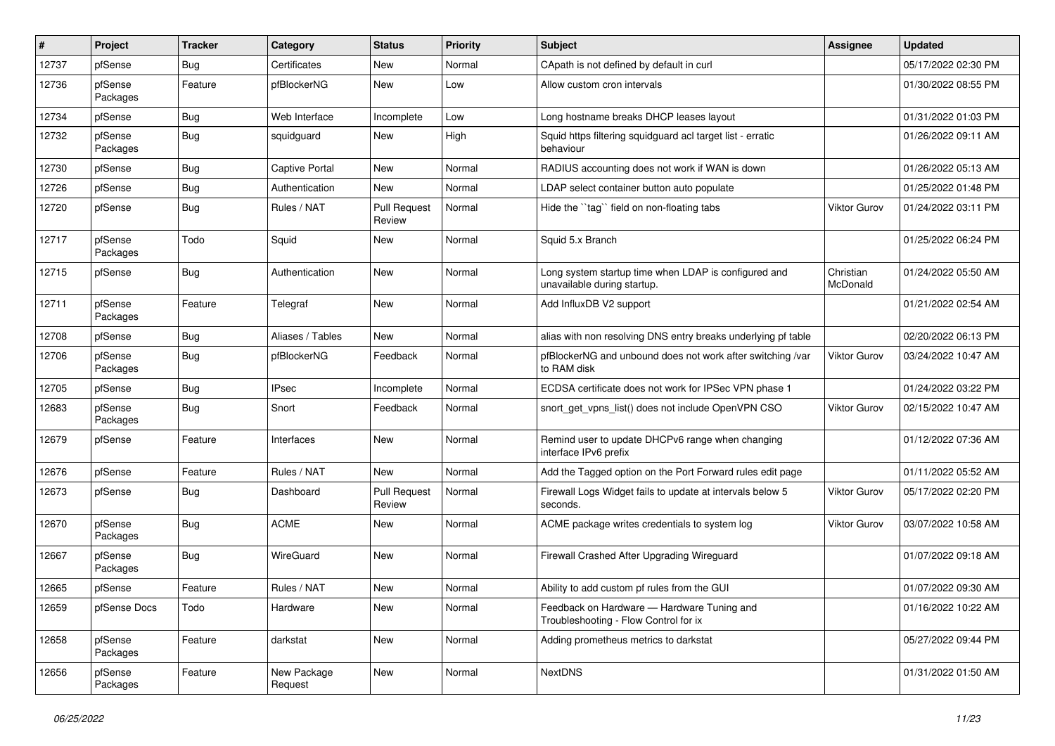| # | Project | Tracker | Category | Status | Priority | Subject | Assignee | Updated |
|---|---|---|---|---|---|---|---|---|
| 12737 | pfSense | Bug | Certificates | New | Normal | CApath is not defined by default in curl | | 05/17/2022 02:30 PM |
| 12736 | pfSense Packages | Feature | pfBlockerNG | New | Low | Allow custom cron intervals | | 01/30/2022 08:55 PM |
| 12734 | pfSense | Bug | Web Interface | Incomplete | Low | Long hostname breaks DHCP leases layout | | 01/31/2022 01:03 PM |
| 12732 | pfSense Packages | Bug | squidguard | New | High | Squid https filtering squidguard acl target list - erratic behaviour | | 01/26/2022 09:11 AM |
| 12730 | pfSense | Bug | Captive Portal | New | Normal | RADIUS accounting does not work if WAN is down | | 01/26/2022 05:13 AM |
| 12726 | pfSense | Bug | Authentication | New | Normal | LDAP select container button auto populate | | 01/25/2022 01:48 PM |
| 12720 | pfSense | Bug | Rules / NAT | Pull Request Review | Normal | Hide the ``tag`` field on non-floating tabs | Viktor Gurov | 01/24/2022 03:11 PM |
| 12717 | pfSense Packages | Todo | Squid | New | Normal | Squid 5.x Branch | | 01/25/2022 06:24 PM |
| 12715 | pfSense | Bug | Authentication | New | Normal | Long system startup time when LDAP is configured and unavailable during startup. | Christian McDonald | 01/24/2022 05:50 AM |
| 12711 | pfSense Packages | Feature | Telegraf | New | Normal | Add InfluxDB V2 support | | 01/21/2022 02:54 AM |
| 12708 | pfSense | Bug | Aliases / Tables | New | Normal | alias with non resolving DNS entry breaks underlying pf table | | 02/20/2022 06:13 PM |
| 12706 | pfSense Packages | Bug | pfBlockerNG | Feedback | Normal | pfBlockerNG and unbound does not work after switching /var to RAM disk | Viktor Gurov | 03/24/2022 10:47 AM |
| 12705 | pfSense | Bug | IPsec | Incomplete | Normal | ECDSA certificate does not work for IPSec VPN phase 1 | | 01/24/2022 03:22 PM |
| 12683 | pfSense Packages | Bug | Snort | Feedback | Normal | snort_get_vpns_list() does not include OpenVPN CSO | Viktor Gurov | 02/15/2022 10:47 AM |
| 12679 | pfSense | Feature | Interfaces | New | Normal | Remind user to update DHCPv6 range when changing interface IPv6 prefix | | 01/12/2022 07:36 AM |
| 12676 | pfSense | Feature | Rules / NAT | New | Normal | Add the Tagged option on the Port Forward rules edit page | | 01/11/2022 05:52 AM |
| 12673 | pfSense | Bug | Dashboard | Pull Request Review | Normal | Firewall Logs Widget fails to update at intervals below 5 seconds. | Viktor Gurov | 05/17/2022 02:20 PM |
| 12670 | pfSense Packages | Bug | ACME | New | Normal | ACME package writes credentials to system log | Viktor Gurov | 03/07/2022 10:58 AM |
| 12667 | pfSense Packages | Bug | WireGuard | New | Normal | Firewall Crashed After Upgrading Wireguard | | 01/07/2022 09:18 AM |
| 12665 | pfSense | Feature | Rules / NAT | New | Normal | Ability to add custom pf rules from the GUI | | 01/07/2022 09:30 AM |
| 12659 | pfSense Docs | Todo | Hardware | New | Normal | Feedback on Hardware — Hardware Tuning and Troubleshooting - Flow Control for ix | | 01/16/2022 10:22 AM |
| 12658 | pfSense Packages | Feature | darkstat | New | Normal | Adding prometheus metrics to darkstat | | 05/27/2022 09:44 PM |
| 12656 | pfSense Packages | Feature | New Package Request | New | Normal | NextDNS | | 01/31/2022 01:50 AM |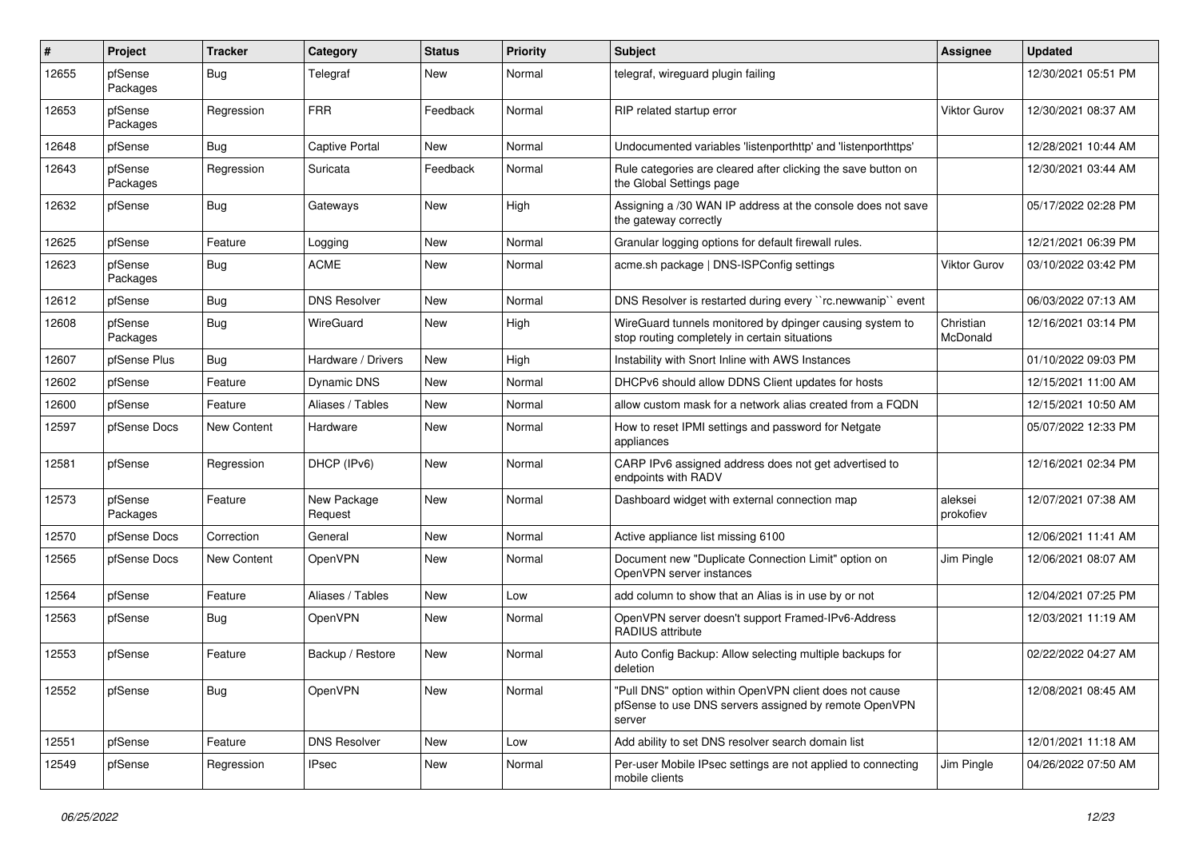| # | Project | Tracker | Category | Status | Priority | Subject | Assignee | Updated |
|---|---|---|---|---|---|---|---|---|
| 12655 | pfSense Packages | Bug | Telegraf | New | Normal | telegraf, wireguard plugin failing | | 12/30/2021 05:51 PM |
| 12653 | pfSense Packages | Regression | FRR | Feedback | Normal | RIP related startup error | Viktor Gurov | 12/30/2021 08:37 AM |
| 12648 | pfSense | Bug | Captive Portal | New | Normal | Undocumented variables 'listenporthttp' and 'listenporthttps' | | 12/28/2021 10:44 AM |
| 12643 | pfSense Packages | Regression | Suricata | Feedback | Normal | Rule categories are cleared after clicking the save button on the Global Settings page | | 12/30/2021 03:44 AM |
| 12632 | pfSense | Bug | Gateways | New | High | Assigning a /30 WAN IP address at the console does not save the gateway correctly | | 05/17/2022 02:28 PM |
| 12625 | pfSense | Feature | Logging | New | Normal | Granular logging options for default firewall rules. | | 12/21/2021 06:39 PM |
| 12623 | pfSense Packages | Bug | ACME | New | Normal | acme.sh package \| DNS-ISPConfig settings | Viktor Gurov | 03/10/2022 03:42 PM |
| 12612 | pfSense | Bug | DNS Resolver | New | Normal | DNS Resolver is restarted during every ``rc.newwanip`` event | | 06/03/2022 07:13 AM |
| 12608 | pfSense Packages | Bug | WireGuard | New | High | WireGuard tunnels monitored by dpinger causing system to stop routing completely in certain situations | Christian McDonald | 12/16/2021 03:14 PM |
| 12607 | pfSense Plus | Bug | Hardware / Drivers | New | High | Instability with Snort Inline with AWS Instances | | 01/10/2022 09:03 PM |
| 12602 | pfSense | Feature | Dynamic DNS | New | Normal | DHCPv6 should allow DDNS Client updates for hosts | | 12/15/2021 11:00 AM |
| 12600 | pfSense | Feature | Aliases / Tables | New | Normal | allow custom mask for a network alias created from a FQDN | | 12/15/2021 10:50 AM |
| 12597 | pfSense Docs | New Content | Hardware | New | Normal | How to reset IPMI settings and password for Netgate appliances | | 05/07/2022 12:33 PM |
| 12581 | pfSense | Regression | DHCP (IPv6) | New | Normal | CARP IPv6 assigned address does not get advertised to endpoints with RADV | | 12/16/2021 02:34 PM |
| 12573 | pfSense Packages | Feature | New Package Request | New | Normal | Dashboard widget with external connection map | aleksei prokofiev | 12/07/2021 07:38 AM |
| 12570 | pfSense Docs | Correction | General | New | Normal | Active appliance list missing 6100 | | 12/06/2021 11:41 AM |
| 12565 | pfSense Docs | New Content | OpenVPN | New | Normal | Document new "Duplicate Connection Limit" option on OpenVPN server instances | Jim Pingle | 12/06/2021 08:07 AM |
| 12564 | pfSense | Feature | Aliases / Tables | New | Low | add column to show that an Alias is in use by or not | | 12/04/2021 07:25 PM |
| 12563 | pfSense | Bug | OpenVPN | New | Normal | OpenVPN server doesn't support Framed-IPv6-Address RADIUS attribute | | 12/03/2021 11:19 AM |
| 12553 | pfSense | Feature | Backup / Restore | New | Normal | Auto Config Backup: Allow selecting multiple backups for deletion | | 02/22/2022 04:27 AM |
| 12552 | pfSense | Bug | OpenVPN | New | Normal | "Pull DNS" option within OpenVPN client does not cause pfSense to use DNS servers assigned by remote OpenVPN server | | 12/08/2021 08:45 AM |
| 12551 | pfSense | Feature | DNS Resolver | New | Low | Add ability to set DNS resolver search domain list | | 12/01/2021 11:18 AM |
| 12549 | pfSense | Regression | IPsec | New | Normal | Per-user Mobile IPsec settings are not applied to connecting mobile clients | Jim Pingle | 04/26/2022 07:50 AM |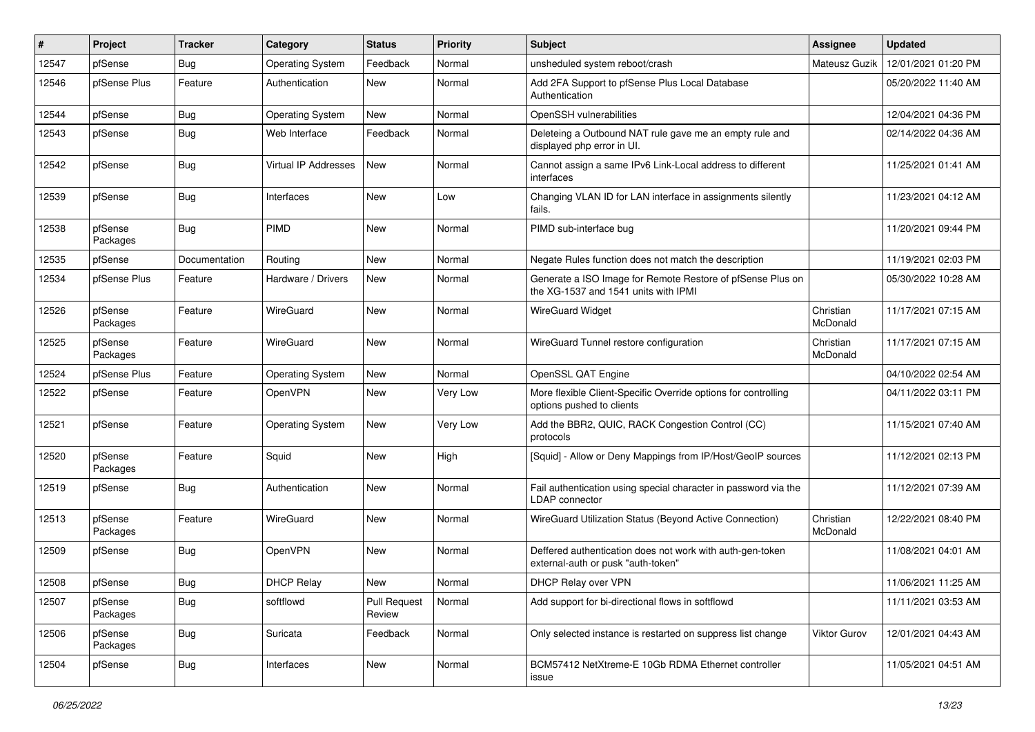| # | Project | Tracker | Category | Status | Priority | Subject | Assignee | Updated |
|---|---|---|---|---|---|---|---|---|
| 12547 | pfSense | Bug | Operating System | Feedback | Normal | unsheduled system reboot/crash | Mateusz Guzik | 12/01/2021 01:20 PM |
| 12546 | pfSense Plus | Feature | Authentication | New | Normal | Add 2FA Support to pfSense Plus Local Database Authentication | | 05/20/2022 11:40 AM |
| 12544 | pfSense | Bug | Operating System | New | Normal | OpenSSH vulnerabilities | | 12/04/2021 04:36 PM |
| 12543 | pfSense | Bug | Web Interface | Feedback | Normal | Deleteing a Outbound NAT rule gave me an empty rule and displayed php error in UI. | | 02/14/2022 04:36 AM |
| 12542 | pfSense | Bug | Virtual IP Addresses | New | Normal | Cannot assign a same IPv6 Link-Local address to different interfaces | | 11/25/2021 01:41 AM |
| 12539 | pfSense | Bug | Interfaces | New | Low | Changing VLAN ID for LAN interface in assignments silently fails. | | 11/23/2021 04:12 AM |
| 12538 | pfSense Packages | Bug | PIMD | New | Normal | PIMD sub-interface bug | | 11/20/2021 09:44 PM |
| 12535 | pfSense | Documentation | Routing | New | Normal | Negate Rules function does not match the description | | 11/19/2021 02:03 PM |
| 12534 | pfSense Plus | Feature | Hardware / Drivers | New | Normal | Generate a ISO Image for Remote Restore of pfSense Plus on the XG-1537 and 1541 units with IPMI | | 05/30/2022 10:28 AM |
| 12526 | pfSense Packages | Feature | WireGuard | New | Normal | WireGuard Widget | Christian McDonald | 11/17/2021 07:15 AM |
| 12525 | pfSense Packages | Feature | WireGuard | New | Normal | WireGuard Tunnel restore configuration | Christian McDonald | 11/17/2021 07:15 AM |
| 12524 | pfSense Plus | Feature | Operating System | New | Normal | OpenSSL QAT Engine | | 04/10/2022 02:54 AM |
| 12522 | pfSense | Feature | OpenVPN | New | Very Low | More flexible Client-Specific Override options for controlling options pushed to clients | | 04/11/2022 03:11 PM |
| 12521 | pfSense | Feature | Operating System | New | Very Low | Add the BBR2, QUIC, RACK Congestion Control (CC) protocols | | 11/15/2021 07:40 AM |
| 12520 | pfSense Packages | Feature | Squid | New | High | [Squid] - Allow or Deny Mappings from IP/Host/GeoIP sources | | 11/12/2021 02:13 PM |
| 12519 | pfSense | Bug | Authentication | New | Normal | Fail authentication using special character in password via the LDAP connector | | 11/12/2021 07:39 AM |
| 12513 | pfSense Packages | Feature | WireGuard | New | Normal | WireGuard Utilization Status (Beyond Active Connection) | Christian McDonald | 12/22/2021 08:40 PM |
| 12509 | pfSense | Bug | OpenVPN | New | Normal | Deffered authentication does not work with auth-gen-token external-auth or pusk "auth-token" | | 11/08/2021 04:01 AM |
| 12508 | pfSense | Bug | DHCP Relay | New | Normal | DHCP Relay over VPN | | 11/06/2021 11:25 AM |
| 12507 | pfSense Packages | Bug | softflowd | Pull Request Review | Normal | Add support for bi-directional flows in softflowd | | 11/11/2021 03:53 AM |
| 12506 | pfSense Packages | Bug | Suricata | Feedback | Normal | Only selected instance is restarted on suppress list change | Viktor Gurov | 12/01/2021 04:43 AM |
| 12504 | pfSense | Bug | Interfaces | New | Normal | BCM57412 NetXtreme-E 10Gb RDMA Ethernet controller issue | | 11/05/2021 04:51 AM |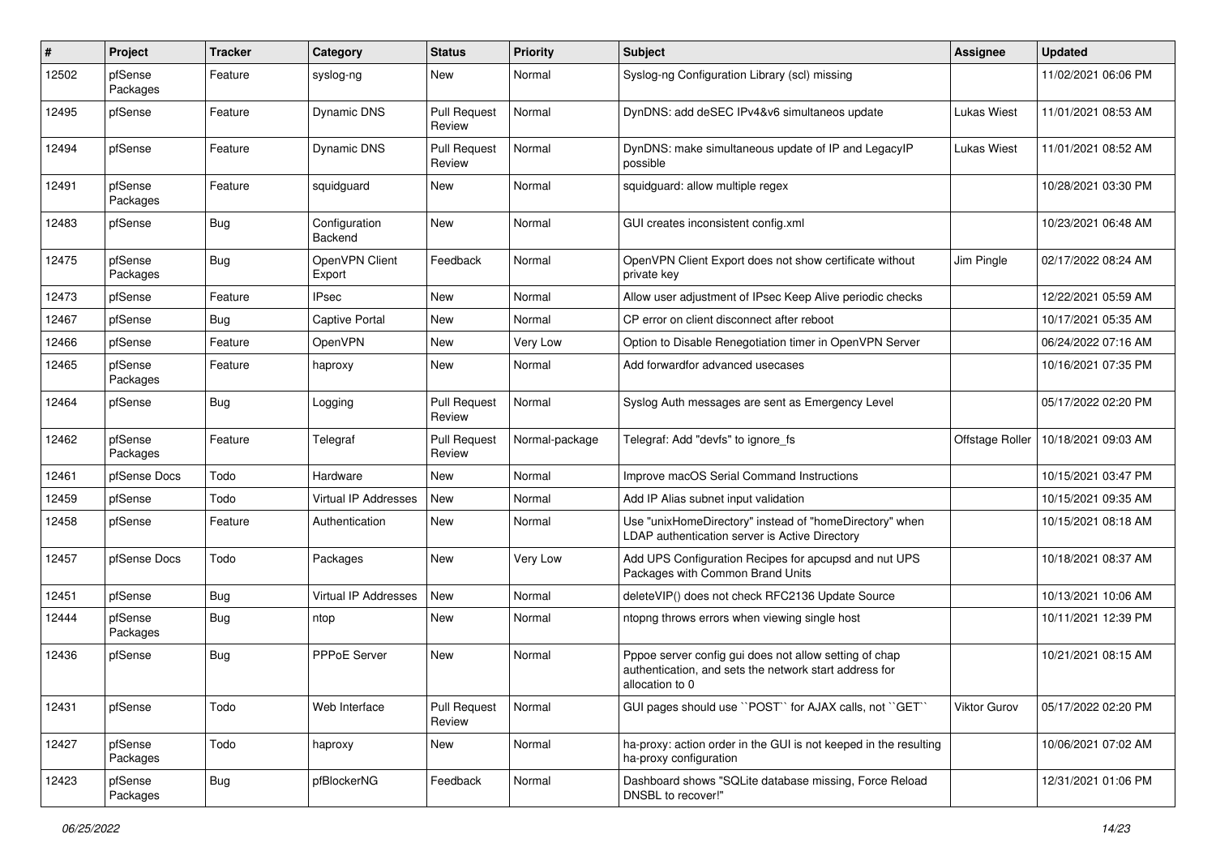| # | Project | Tracker | Category | Status | Priority | Subject | Assignee | Updated |
|---|---|---|---|---|---|---|---|---|
| 12502 | pfSense Packages | Feature | syslog-ng | New | Normal | Syslog-ng Configuration Library (scl) missing | | 11/02/2021 06:06 PM |
| 12495 | pfSense | Feature | Dynamic DNS | Pull Request Review | Normal | DynDNS: add deSEC IPv4&v6 simultaneos update | Lukas Wiest | 11/01/2021 08:53 AM |
| 12494 | pfSense | Feature | Dynamic DNS | Pull Request Review | Normal | DynDNS: make simultaneous update of IP and LegacyIP possible | Lukas Wiest | 11/01/2021 08:52 AM |
| 12491 | pfSense Packages | Feature | squidguard | New | Normal | squidguard: allow multiple regex | | 10/28/2021 03:30 PM |
| 12483 | pfSense | Bug | Configuration Backend | New | Normal | GUI creates inconsistent config.xml | | 10/23/2021 06:48 AM |
| 12475 | pfSense Packages | Bug | OpenVPN Client Export | Feedback | Normal | OpenVPN Client Export does not show certificate without private key | Jim Pingle | 02/17/2022 08:24 AM |
| 12473 | pfSense | Feature | IPsec | New | Normal | Allow user adjustment of IPsec Keep Alive periodic checks | | 12/22/2021 05:59 AM |
| 12467 | pfSense | Bug | Captive Portal | New | Normal | CP error on client disconnect after reboot | | 10/17/2021 05:35 AM |
| 12466 | pfSense | Feature | OpenVPN | New | Very Low | Option to Disable Renegotiation timer in OpenVPN Server | | 06/24/2022 07:16 AM |
| 12465 | pfSense Packages | Feature | haproxy | New | Normal | Add forwardfor advanced usecases | | 10/16/2021 07:35 PM |
| 12464 | pfSense | Bug | Logging | Pull Request Review | Normal | Syslog Auth messages are sent as Emergency Level | | 05/17/2022 02:20 PM |
| 12462 | pfSense Packages | Feature | Telegraf | Pull Request Review | Normal-package | Telegraf: Add "devfs" to ignore_fs | Offstage Roller | 10/18/2021 09:03 AM |
| 12461 | pfSense Docs | Todo | Hardware | New | Normal | Improve macOS Serial Command Instructions | | 10/15/2021 03:47 PM |
| 12459 | pfSense | Todo | Virtual IP Addresses | New | Normal | Add IP Alias subnet input validation | | 10/15/2021 09:35 AM |
| 12458 | pfSense | Feature | Authentication | New | Normal | Use "unixHomeDirectory" instead of "homeDirectory" when LDAP authentication server is Active Directory | | 10/15/2021 08:18 AM |
| 12457 | pfSense Docs | Todo | Packages | New | Very Low | Add UPS Configuration Recipes for apcupsd and nut UPS Packages with Common Brand Units | | 10/18/2021 08:37 AM |
| 12451 | pfSense | Bug | Virtual IP Addresses | New | Normal | deleteVIP() does not check RFC2136 Update Source | | 10/13/2021 10:06 AM |
| 12444 | pfSense Packages | Bug | ntop | New | Normal | ntopng throws errors when viewing single host | | 10/11/2021 12:39 PM |
| 12436 | pfSense | Bug | PPPoE Server | New | Normal | Pppoe server config gui does not allow setting of chap authentication, and sets the network start address for allocation to 0 | | 10/21/2021 08:15 AM |
| 12431 | pfSense | Todo | Web Interface | Pull Request Review | Normal | GUI pages should use ``POST`` for AJAX calls, not ``GET`` | Viktor Gurov | 05/17/2022 02:20 PM |
| 12427 | pfSense Packages | Todo | haproxy | New | Normal | ha-proxy: action order in the GUI is not keeped in the resulting ha-proxy configuration | | 10/06/2021 07:02 AM |
| 12423 | pfSense Packages | Bug | pfBlockerNG | Feedback | Normal | Dashboard shows "SQLite database missing, Force Reload DNSBL to recover!" | | 12/31/2021 01:06 PM |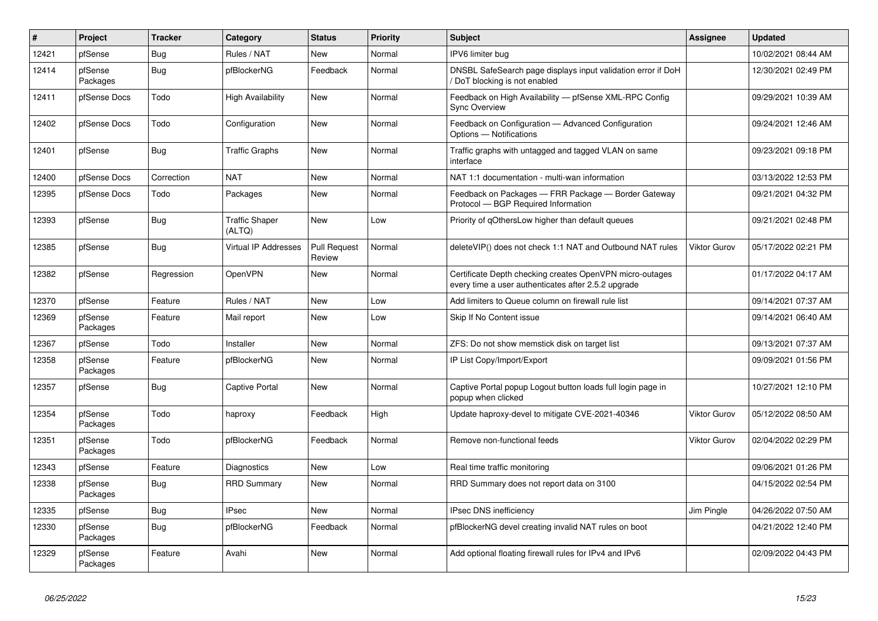| # | Project | Tracker | Category | Status | Priority | Subject | Assignee | Updated |
|---|---|---|---|---|---|---|---|---|
| 12421 | pfSense | Bug | Rules / NAT | New | Normal | IPV6 limiter bug | | 10/02/2021 08:44 AM |
| 12414 | pfSense Packages | Bug | pfBlockerNG | Feedback | Normal | DNSBL SafeSearch page displays input validation error if DoH / DoT blocking is not enabled | | 12/30/2021 02:49 PM |
| 12411 | pfSense Docs | Todo | High Availability | New | Normal | Feedback on High Availability — pfSense XML-RPC Config Sync Overview | | 09/29/2021 10:39 AM |
| 12402 | pfSense Docs | Todo | Configuration | New | Normal | Feedback on Configuration — Advanced Configuration Options — Notifications | | 09/24/2021 12:46 AM |
| 12401 | pfSense | Bug | Traffic Graphs | New | Normal | Traffic graphs with untagged and tagged VLAN on same interface | | 09/23/2021 09:18 PM |
| 12400 | pfSense Docs | Correction | NAT | New | Normal | NAT 1:1 documentation - multi-wan information | | 03/13/2022 12:53 PM |
| 12395 | pfSense Docs | Todo | Packages | New | Normal | Feedback on Packages — FRR Package — Border Gateway Protocol — BGP Required Information | | 09/21/2021 04:32 PM |
| 12393 | pfSense | Bug | Traffic Shaper (ALTQ) | New | Low | Priority of qOthersLow higher than default queues | | 09/21/2021 02:48 PM |
| 12385 | pfSense | Bug | Virtual IP Addresses | Pull Request Review | Normal | deleteVIP() does not check 1:1 NAT and Outbound NAT rules | Viktor Gurov | 05/17/2022 02:21 PM |
| 12382 | pfSense | Regression | OpenVPN | New | Normal | Certificate Depth checking creates OpenVPN micro-outages every time a user authenticates after 2.5.2 upgrade | | 01/17/2022 04:17 AM |
| 12370 | pfSense | Feature | Rules / NAT | New | Low | Add limiters to Queue column on firewall rule list | | 09/14/2021 07:37 AM |
| 12369 | pfSense Packages | Feature | Mail report | New | Low | Skip If No Content issue | | 09/14/2021 06:40 AM |
| 12367 | pfSense | Todo | Installer | New | Normal | ZFS: Do not show memstick disk on target list | | 09/13/2021 07:37 AM |
| 12358 | pfSense Packages | Feature | pfBlockerNG | New | Normal | IP List Copy/Import/Export | | 09/09/2021 01:56 PM |
| 12357 | pfSense | Bug | Captive Portal | New | Normal | Captive Portal popup Logout button loads full login page in popup when clicked | | 10/27/2021 12:10 PM |
| 12354 | pfSense Packages | Todo | haproxy | Feedback | High | Update haproxy-devel to mitigate CVE-2021-40346 | Viktor Gurov | 05/12/2022 08:50 AM |
| 12351 | pfSense Packages | Todo | pfBlockerNG | Feedback | Normal | Remove non-functional feeds | Viktor Gurov | 02/04/2022 02:29 PM |
| 12343 | pfSense | Feature | Diagnostics | New | Low | Real time traffic monitoring | | 09/06/2021 01:26 PM |
| 12338 | pfSense Packages | Bug | RRD Summary | New | Normal | RRD Summary does not report data on 3100 | | 04/15/2022 02:54 PM |
| 12335 | pfSense | Bug | IPsec | New | Normal | IPsec DNS inefficiency | Jim Pingle | 04/26/2022 07:50 AM |
| 12330 | pfSense Packages | Bug | pfBlockerNG | Feedback | Normal | pfBlockerNG devel creating invalid NAT rules on boot | | 04/21/2022 12:40 PM |
| 12329 | pfSense Packages | Feature | Avahi | New | Normal | Add optional floating firewall rules for IPv4 and IPv6 | | 02/09/2022 04:43 PM |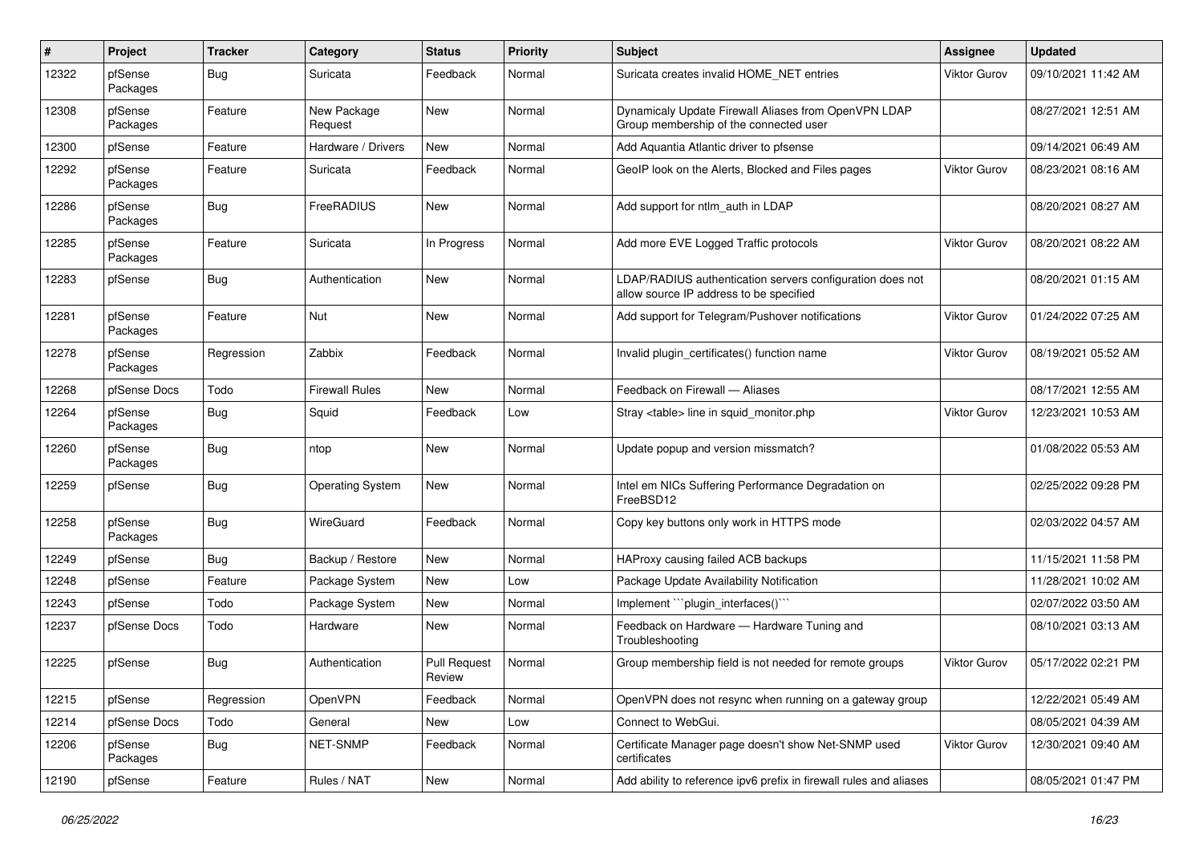| # | Project | Tracker | Category | Status | Priority | Subject | Assignee | Updated |
|---|---|---|---|---|---|---|---|---|
| 12322 | pfSense Packages | Bug | Suricata | Feedback | Normal | Suricata creates invalid HOME_NET entries | Viktor Gurov | 09/10/2021 11:42 AM |
| 12308 | pfSense Packages | Feature | New Package Request | New | Normal | Dynamicaly Update Firewall Aliases from OpenVPN LDAP Group membership of the connected user | | 08/27/2021 12:51 AM |
| 12300 | pfSense | Feature | Hardware / Drivers | New | Normal | Add Aquantia Atlantic driver to pfsense | | 09/14/2021 06:49 AM |
| 12292 | pfSense Packages | Feature | Suricata | Feedback | Normal | GeoIP look on the Alerts, Blocked and Files pages | Viktor Gurov | 08/23/2021 08:16 AM |
| 12286 | pfSense Packages | Bug | FreeRADIUS | New | Normal | Add support for ntlm_auth in LDAP | | 08/20/2021 08:27 AM |
| 12285 | pfSense Packages | Feature | Suricata | In Progress | Normal | Add more EVE Logged Traffic protocols | Viktor Gurov | 08/20/2021 08:22 AM |
| 12283 | pfSense | Bug | Authentication | New | Normal | LDAP/RADIUS authentication servers configuration does not allow source IP address to be specified | | 08/20/2021 01:15 AM |
| 12281 | pfSense Packages | Feature | Nut | New | Normal | Add support for Telegram/Pushover notifications | Viktor Gurov | 01/24/2022 07:25 AM |
| 12278 | pfSense Packages | Regression | Zabbix | Feedback | Normal | Invalid plugin_certificates() function name | Viktor Gurov | 08/19/2021 05:52 AM |
| 12268 | pfSense Docs | Todo | Firewall Rules | New | Normal | Feedback on Firewall — Aliases | | 08/17/2021 12:55 AM |
| 12264 | pfSense Packages | Bug | Squid | Feedback | Low | Stray <table> line in squid_monitor.php | Viktor Gurov | 12/23/2021 10:53 AM |
| 12260 | pfSense Packages | Bug | ntop | New | Normal | Update popup and version missmatch? | | 01/08/2022 05:53 AM |
| 12259 | pfSense | Bug | Operating System | New | Normal | Intel em NICs Suffering Performance Degradation on FreeBSD12 | | 02/25/2022 09:28 PM |
| 12258 | pfSense Packages | Bug | WireGuard | Feedback | Normal | Copy key buttons only work in HTTPS mode | | 02/03/2022 04:57 AM |
| 12249 | pfSense | Bug | Backup / Restore | New | Normal | HAProxy causing failed ACB backups | | 11/15/2021 11:58 PM |
| 12248 | pfSense | Feature | Package System | New | Low | Package Update Availability Notification | | 11/28/2021 10:02 AM |
| 12243 | pfSense | Todo | Package System | New | Normal | Implement ```plugin_interfaces()``` | | 02/07/2022 03:50 AM |
| 12237 | pfSense Docs | Todo | Hardware | New | Normal | Feedback on Hardware — Hardware Tuning and Troubleshooting | | 08/10/2021 03:13 AM |
| 12225 | pfSense | Bug | Authentication | Pull Request Review | Normal | Group membership field is not needed for remote groups | Viktor Gurov | 05/17/2022 02:21 PM |
| 12215 | pfSense | Regression | OpenVPN | Feedback | Normal | OpenVPN does not resync when running on a gateway group | | 12/22/2021 05:49 AM |
| 12214 | pfSense Docs | Todo | General | New | Low | Connect to WebGui. | | 08/05/2021 04:39 AM |
| 12206 | pfSense Packages | Bug | NET-SNMP | Feedback | Normal | Certificate Manager page doesn't show Net-SNMP used certificates | Viktor Gurov | 12/30/2021 09:40 AM |
| 12190 | pfSense | Feature | Rules / NAT | New | Normal | Add ability to reference ipv6 prefix in firewall rules and aliases | | 08/05/2021 01:47 PM |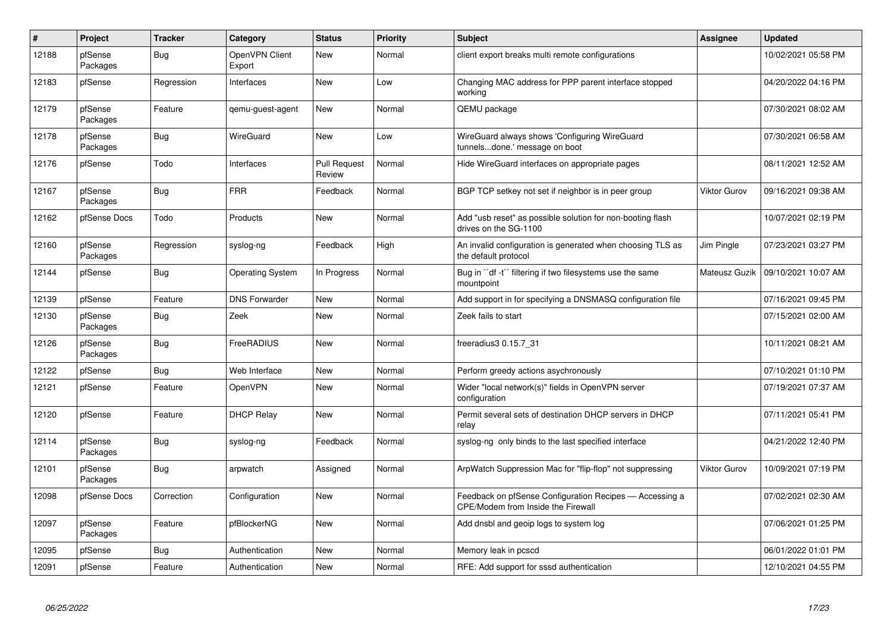| # | Project | Tracker | Category | Status | Priority | Subject | Assignee | Updated |
|---|---|---|---|---|---|---|---|---|
| 12188 | pfSense Packages | Bug | OpenVPN Client Export | New | Normal | client export breaks multi remote configurations | | 10/02/2021 05:58 PM |
| 12183 | pfSense | Regression | Interfaces | New | Low | Changing MAC address for PPP parent interface stopped working | | 04/20/2022 04:16 PM |
| 12179 | pfSense Packages | Feature | qemu-guest-agent | New | Normal | QEMU package | | 07/30/2021 08:02 AM |
| 12178 | pfSense Packages | Bug | WireGuard | New | Low | WireGuard always shows 'Configuring WireGuard tunnels...done.' message on boot | | 07/30/2021 06:58 AM |
| 12176 | pfSense | Todo | Interfaces | Pull Request Review | Normal | Hide WireGuard interfaces on appropriate pages | | 08/11/2021 12:52 AM |
| 12167 | pfSense Packages | Bug | FRR | Feedback | Normal | BGP TCP setkey not set if neighbor is in peer group | Viktor Gurov | 09/16/2021 09:38 AM |
| 12162 | pfSense Docs | Todo | Products | New | Normal | Add "usb reset" as possible solution for non-booting flash drives on the SG-1100 | | 10/07/2021 02:19 PM |
| 12160 | pfSense Packages | Regression | syslog-ng | Feedback | High | An invalid configuration is generated when choosing TLS as the default protocol | Jim Pingle | 07/23/2021 03:27 PM |
| 12144 | pfSense | Bug | Operating System | In Progress | Normal | Bug in ``df -t`` filtering if two filesystems use the same mountpoint | Mateusz Guzik | 09/10/2021 10:07 AM |
| 12139 | pfSense | Feature | DNS Forwarder | New | Normal | Add support in for specifying a DNSMASQ configuration file | | 07/16/2021 09:45 PM |
| 12130 | pfSense Packages | Bug | Zeek | New | Normal | Zeek fails to start | | 07/15/2021 02:00 AM |
| 12126 | pfSense Packages | Bug | FreeRADIUS | New | Normal | freeradius3 0.15.7_31 | | 10/11/2021 08:21 AM |
| 12122 | pfSense | Bug | Web Interface | New | Normal | Perform greedy actions asychronously | | 07/10/2021 01:10 PM |
| 12121 | pfSense | Feature | OpenVPN | New | Normal | Wider "local network(s)" fields in OpenVPN server configuration | | 07/19/2021 07:37 AM |
| 12120 | pfSense | Feature | DHCP Relay | New | Normal | Permit several sets of destination DHCP servers in DHCP relay | | 07/11/2021 05:41 PM |
| 12114 | pfSense Packages | Bug | syslog-ng | Feedback | Normal | syslog-ng only binds to the last specified interface | | 04/21/2022 12:40 PM |
| 12101 | pfSense Packages | Bug | arpwatch | Assigned | Normal | ArpWatch Suppression Mac for "flip-flop" not suppressing | Viktor Gurov | 10/09/2021 07:19 PM |
| 12098 | pfSense Docs | Correction | Configuration | New | Normal | Feedback on pfSense Configuration Recipes — Accessing a CPE/Modem from Inside the Firewall | | 07/02/2021 02:30 AM |
| 12097 | pfSense Packages | Feature | pfBlockerNG | New | Normal | Add dnsbl and geoip logs to system log | | 07/06/2021 01:25 PM |
| 12095 | pfSense | Bug | Authentication | New | Normal | Memory leak in pcscd | | 06/01/2022 01:01 PM |
| 12091 | pfSense | Feature | Authentication | New | Normal | RFE: Add support for sssd authentication | | 12/10/2021 04:55 PM |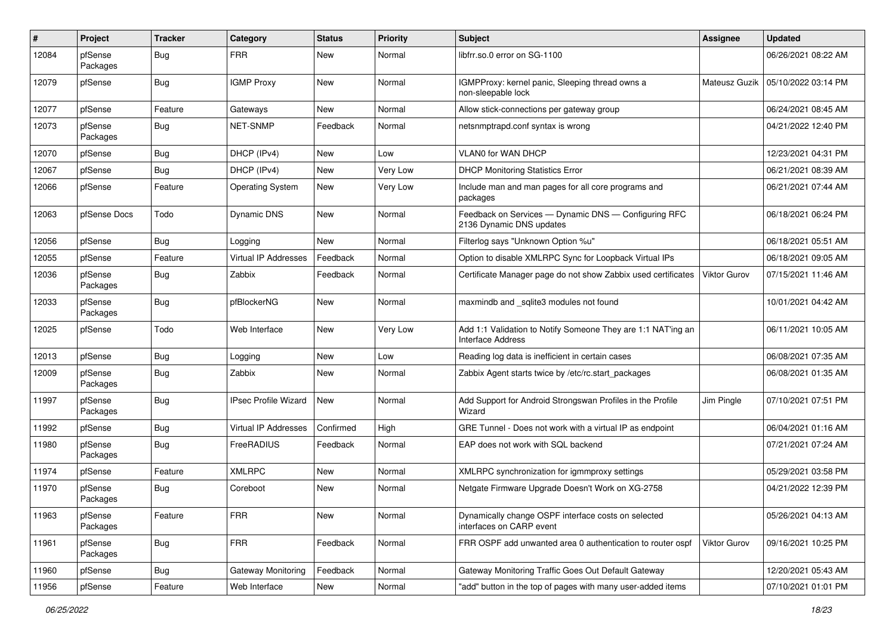| # | Project | Tracker | Category | Status | Priority | Subject | Assignee | Updated |
|---|---|---|---|---|---|---|---|---|
| 12084 | pfSense Packages | Bug | FRR | New | Normal | libfrr.so.0 error on SG-1100 | | 06/26/2021 08:22 AM |
| 12079 | pfSense | Bug | IGMP Proxy | New | Normal | IGMPProxy: kernel panic, Sleeping thread owns a non-sleepable lock | Mateusz Guzik | 05/10/2022 03:14 PM |
| 12077 | pfSense | Feature | Gateways | New | Normal | Allow stick-connections per gateway group | | 06/24/2021 08:45 AM |
| 12073 | pfSense Packages | Bug | NET-SNMP | Feedback | Normal | netsnmptrapd.conf syntax is wrong | | 04/21/2022 12:40 PM |
| 12070 | pfSense | Bug | DHCP (IPv4) | New | Low | VLAN0 for WAN DHCP | | 12/23/2021 04:31 PM |
| 12067 | pfSense | Bug | DHCP (IPv4) | New | Very Low | DHCP Monitoring Statistics Error | | 06/21/2021 08:39 AM |
| 12066 | pfSense | Feature | Operating System | New | Very Low | Include man and man pages for all core programs and packages | | 06/21/2021 07:44 AM |
| 12063 | pfSense Docs | Todo | Dynamic DNS | New | Normal | Feedback on Services — Dynamic DNS — Configuring RFC 2136 Dynamic DNS updates | | 06/18/2021 06:24 PM |
| 12056 | pfSense | Bug | Logging | New | Normal | Filterlog says "Unknown Option %u" | | 06/18/2021 05:51 AM |
| 12055 | pfSense | Feature | Virtual IP Addresses | Feedback | Normal | Option to disable XMLRPC Sync for Loopback Virtual IPs | | 06/18/2021 09:05 AM |
| 12036 | pfSense Packages | Bug | Zabbix | Feedback | Normal | Certificate Manager page do not show Zabbix used certificates | Viktor Gurov | 07/15/2021 11:46 AM |
| 12033 | pfSense Packages | Bug | pfBlockerNG | New | Normal | maxmindb and _sqlite3 modules not found | | 10/01/2021 04:42 AM |
| 12025 | pfSense | Todo | Web Interface | New | Very Low | Add 1:1 Validation to Notify Someone They are 1:1 NAT'ing an Interface Address | | 06/11/2021 10:05 AM |
| 12013 | pfSense | Bug | Logging | New | Low | Reading log data is inefficient in certain cases | | 06/08/2021 07:35 AM |
| 12009 | pfSense Packages | Bug | Zabbix | New | Normal | Zabbix Agent starts twice by /etc/rc.start_packages | | 06/08/2021 01:35 AM |
| 11997 | pfSense Packages | Bug | IPsec Profile Wizard | New | Normal | Add Support for Android Strongswan Profiles in the Profile Wizard | Jim Pingle | 07/10/2021 07:51 PM |
| 11992 | pfSense | Bug | Virtual IP Addresses | Confirmed | High | GRE Tunnel - Does not work with a virtual IP as endpoint | | 06/04/2021 01:16 AM |
| 11980 | pfSense Packages | Bug | FreeRADIUS | Feedback | Normal | EAP does not work with SQL backend | | 07/21/2021 07:24 AM |
| 11974 | pfSense | Feature | XMLRPC | New | Normal | XMLRPC synchronization for igmmproxy settings | | 05/29/2021 03:58 PM |
| 11970 | pfSense Packages | Bug | Coreboot | New | Normal | Netgate Firmware Upgrade Doesn't Work on XG-2758 | | 04/21/2022 12:39 PM |
| 11963 | pfSense Packages | Feature | FRR | New | Normal | Dynamically change OSPF interface costs on selected interfaces on CARP event | | 05/26/2021 04:13 AM |
| 11961 | pfSense Packages | Bug | FRR | Feedback | Normal | FRR OSPF add unwanted area 0 authentication to router ospf | Viktor Gurov | 09/16/2021 10:25 PM |
| 11960 | pfSense | Bug | Gateway Monitoring | Feedback | Normal | Gateway Monitoring Traffic Goes Out Default Gateway | | 12/20/2021 05:43 AM |
| 11956 | pfSense | Feature | Web Interface | New | Normal | "add" button in the top of pages with many user-added items | | 07/10/2021 01:01 PM |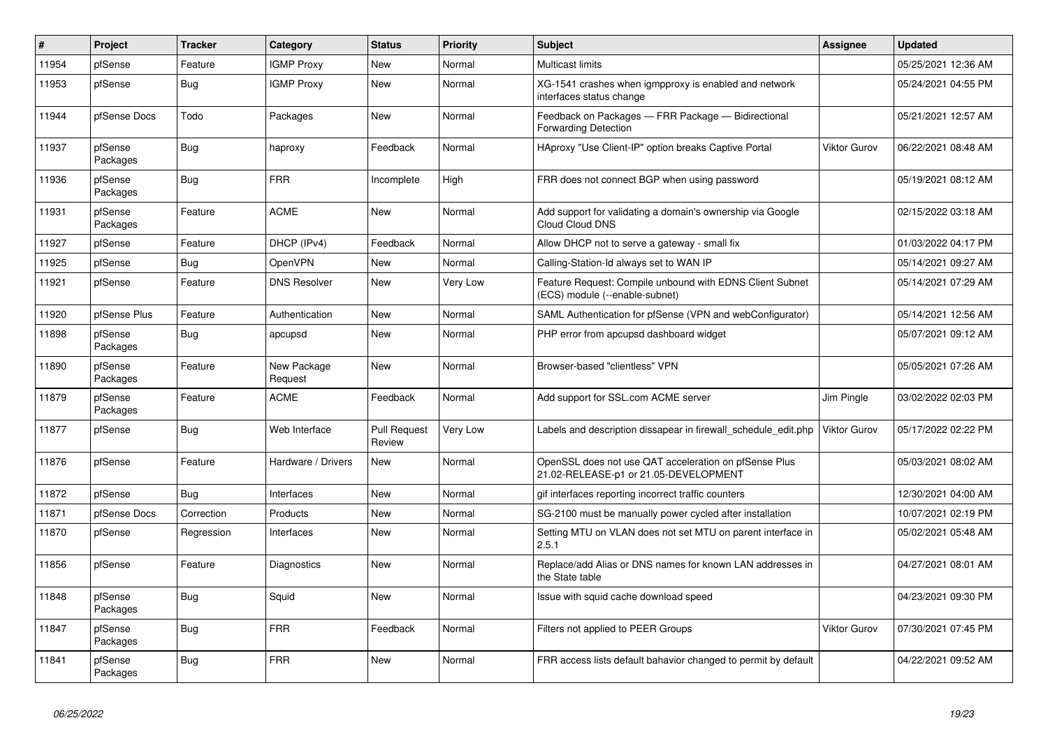| # | Project | Tracker | Category | Status | Priority | Subject | Assignee | Updated |
|---|---|---|---|---|---|---|---|---|
| 11954 | pfSense | Feature | IGMP Proxy | New | Normal | Multicast limits | | 05/25/2021 12:36 AM |
| 11953 | pfSense | Bug | IGMP Proxy | New | Normal | XG-1541 crashes when igmpproxy is enabled and network interfaces status change | | 05/24/2021 04:55 PM |
| 11944 | pfSense Docs | Todo | Packages | New | Normal | Feedback on Packages — FRR Package — Bidirectional Forwarding Detection | | 05/21/2021 12:57 AM |
| 11937 | pfSense Packages | Bug | haproxy | Feedback | Normal | HAproxy "Use Client-IP" option breaks Captive Portal | Viktor Gurov | 06/22/2021 08:48 AM |
| 11936 | pfSense Packages | Bug | FRR | Incomplete | High | FRR does not connect BGP when using password | | 05/19/2021 08:12 AM |
| 11931 | pfSense Packages | Feature | ACME | New | Normal | Add support for validating a domain's ownership via Google Cloud Cloud DNS | | 02/15/2022 03:18 AM |
| 11927 | pfSense | Feature | DHCP (IPv4) | Feedback | Normal | Allow DHCP not to serve a gateway - small fix | | 01/03/2022 04:17 PM |
| 11925 | pfSense | Bug | OpenVPN | New | Normal | Calling-Station-Id always set to WAN IP | | 05/14/2021 09:27 AM |
| 11921 | pfSense | Feature | DNS Resolver | New | Very Low | Feature Request: Compile unbound with EDNS Client Subnet (ECS) module (--enable-subnet) | | 05/14/2021 07:29 AM |
| 11920 | pfSense Plus | Feature | Authentication | New | Normal | SAML Authentication for pfSense (VPN and webConfigurator) | | 05/14/2021 12:56 AM |
| 11898 | pfSense Packages | Bug | apcupsd | New | Normal | PHP error from apcupsd dashboard widget | | 05/07/2021 09:12 AM |
| 11890 | pfSense Packages | Feature | New Package Request | New | Normal | Browser-based "clientless" VPN | | 05/05/2021 07:26 AM |
| 11879 | pfSense Packages | Feature | ACME | Feedback | Normal | Add support for SSL.com ACME server | Jim Pingle | 03/02/2022 02:03 PM |
| 11877 | pfSense | Bug | Web Interface | Pull Request Review | Very Low | Labels and description dissapear in firewall_schedule_edit.php | Viktor Gurov | 05/17/2022 02:22 PM |
| 11876 | pfSense | Feature | Hardware / Drivers | New | Normal | OpenSSL does not use QAT acceleration on pfSense Plus 21.02-RELEASE-p1 or 21.05-DEVELOPMENT | | 05/03/2021 08:02 AM |
| 11872 | pfSense | Bug | Interfaces | New | Normal | gif interfaces reporting incorrect traffic counters | | 12/30/2021 04:00 AM |
| 11871 | pfSense Docs | Correction | Products | New | Normal | SG-2100 must be manually power cycled after installation | | 10/07/2021 02:19 PM |
| 11870 | pfSense | Regression | Interfaces | New | Normal | Setting MTU on VLAN does not set MTU on parent interface in 2.5.1 | | 05/02/2021 05:48 AM |
| 11856 | pfSense | Feature | Diagnostics | New | Normal | Replace/add Alias or DNS names for known LAN addresses in the State table | | 04/27/2021 08:01 AM |
| 11848 | pfSense Packages | Bug | Squid | New | Normal | Issue with squid cache download speed | | 04/23/2021 09:30 PM |
| 11847 | pfSense Packages | Bug | FRR | Feedback | Normal | Filters not applied to PEER Groups | Viktor Gurov | 07/30/2021 07:45 PM |
| 11841 | pfSense Packages | Bug | FRR | New | Normal | FRR access lists default bahavior changed to permit by default | | 04/22/2021 09:52 AM |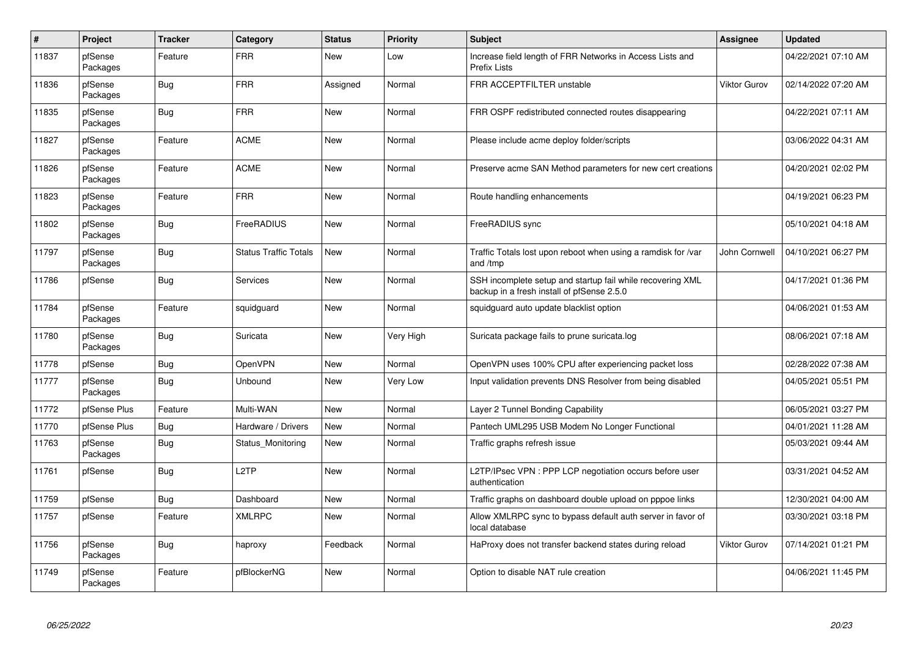| # | Project | Tracker | Category | Status | Priority | Subject | Assignee | Updated |
|---|---|---|---|---|---|---|---|---|
| 11837 | pfSense Packages | Feature | FRR | New | Low | Increase field length of FRR Networks in Access Lists and Prefix Lists | | 04/22/2021 07:10 AM |
| 11836 | pfSense Packages | Bug | FRR | Assigned | Normal | FRR ACCEPTFILTER unstable | Viktor Gurov | 02/14/2022 07:20 AM |
| 11835 | pfSense Packages | Bug | FRR | New | Normal | FRR OSPF redistributed connected routes disappearing | | 04/22/2021 07:11 AM |
| 11827 | pfSense Packages | Feature | ACME | New | Normal | Please include acme deploy folder/scripts | | 03/06/2022 04:31 AM |
| 11826 | pfSense Packages | Feature | ACME | New | Normal | Preserve acme SAN Method parameters for new cert creations | | 04/20/2021 02:02 PM |
| 11823 | pfSense Packages | Feature | FRR | New | Normal | Route handling enhancements | | 04/19/2021 06:23 PM |
| 11802 | pfSense Packages | Bug | FreeRADIUS | New | Normal | FreeRADIUS sync | | 05/10/2021 04:18 AM |
| 11797 | pfSense Packages | Bug | Status Traffic Totals | New | Normal | Traffic Totals lost upon reboot when using a ramdisk for /var and /tmp | John Cornwell | 04/10/2021 06:27 PM |
| 11786 | pfSense | Bug | Services | New | Normal | SSH incomplete setup and startup fail while recovering XML backup in a fresh install of pfSense 2.5.0 | | 04/17/2021 01:36 PM |
| 11784 | pfSense Packages | Feature | squidguard | New | Normal | squidguard auto update blacklist option | | 04/06/2021 01:53 AM |
| 11780 | pfSense Packages | Bug | Suricata | New | Very High | Suricata package fails to prune suricata.log | | 08/06/2021 07:18 AM |
| 11778 | pfSense | Bug | OpenVPN | New | Normal | OpenVPN uses 100% CPU after experiencing packet loss | | 02/28/2022 07:38 AM |
| 11777 | pfSense Packages | Bug | Unbound | New | Very Low | Input validation prevents DNS Resolver from being disabled | | 04/05/2021 05:51 PM |
| 11772 | pfSense Plus | Feature | Multi-WAN | New | Normal | Layer 2 Tunnel Bonding Capability | | 06/05/2021 03:27 PM |
| 11770 | pfSense Plus | Bug | Hardware / Drivers | New | Normal | Pantech UML295 USB Modem No Longer Functional | | 04/01/2021 11:28 AM |
| 11763 | pfSense Packages | Bug | Status_Monitoring | New | Normal | Traffic graphs refresh issue | | 05/03/2021 09:44 AM |
| 11761 | pfSense | Bug | L2TP | New | Normal | L2TP/IPsec VPN : PPP LCP negotiation occurs before user authentication | | 03/31/2021 04:52 AM |
| 11759 | pfSense | Bug | Dashboard | New | Normal | Traffic graphs on dashboard double upload on pppoe links | | 12/30/2021 04:00 AM |
| 11757 | pfSense | Feature | XMLRPC | New | Normal | Allow XMLRPC sync to bypass default auth server in favor of local database | | 03/30/2021 03:18 PM |
| 11756 | pfSense Packages | Bug | haproxy | Feedback | Normal | HaProxy does not transfer backend states during reload | Viktor Gurov | 07/14/2021 01:21 PM |
| 11749 | pfSense Packages | Feature | pfBlockerNG | New | Normal | Option to disable NAT rule creation | | 04/06/2021 11:45 PM |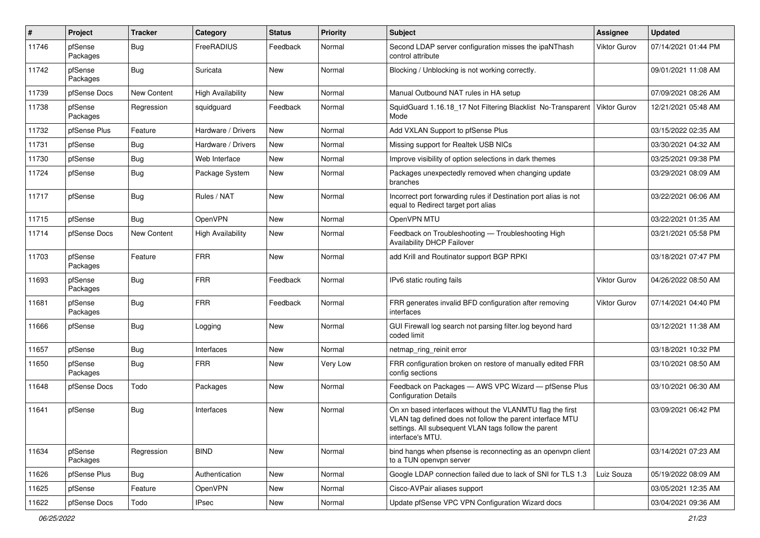| # | Project | Tracker | Category | Status | Priority | Subject | Assignee | Updated |
|---|---|---|---|---|---|---|---|---|
| 11746 | pfSense Packages | Bug | FreeRADIUS | Feedback | Normal | Second LDAP server configuration misses the ipaNThash control attribute | Viktor Gurov | 07/14/2021 01:44 PM |
| 11742 | pfSense Packages | Bug | Suricata | New | Normal | Blocking / Unblocking is not working correctly. | | 09/01/2021 11:08 AM |
| 11739 | pfSense Docs | New Content | High Availability | New | Normal | Manual Outbound NAT rules in HA setup | | 07/09/2021 08:26 AM |
| 11738 | pfSense Packages | Regression | squidguard | Feedback | Normal | SquidGuard 1.16.18_17 Not Filtering Blacklist No-Transparent Mode | Viktor Gurov | 12/21/2021 05:48 AM |
| 11732 | pfSense Plus | Feature | Hardware / Drivers | New | Normal | Add VXLAN Support to pfSense Plus | | 03/15/2022 02:35 AM |
| 11731 | pfSense | Bug | Hardware / Drivers | New | Normal | Missing support for Realtek USB NICs | | 03/30/2021 04:32 AM |
| 11730 | pfSense | Bug | Web Interface | New | Normal | Improve visibility of option selections in dark themes | | 03/25/2021 09:38 PM |
| 11724 | pfSense | Bug | Package System | New | Normal | Packages unexpectedly removed when changing update branches | | 03/29/2021 08:09 AM |
| 11717 | pfSense | Bug | Rules / NAT | New | Normal | Incorrect port forwarding rules if Destination port alias is not equal to Redirect target port alias | | 03/22/2021 06:06 AM |
| 11715 | pfSense | Bug | OpenVPN | New | Normal | OpenVPN MTU | | 03/22/2021 01:35 AM |
| 11714 | pfSense Docs | New Content | High Availability | New | Normal | Feedback on Troubleshooting — Troubleshooting High Availability DHCP Failover | | 03/21/2021 05:58 PM |
| 11703 | pfSense Packages | Feature | FRR | New | Normal | add Krill and Routinator support BGP RPKI | | 03/18/2021 07:47 PM |
| 11693 | pfSense Packages | Bug | FRR | Feedback | Normal | IPv6 static routing fails | Viktor Gurov | 04/26/2022 08:50 AM |
| 11681 | pfSense Packages | Bug | FRR | Feedback | Normal | FRR generates invalid BFD configuration after removing interfaces | Viktor Gurov | 07/14/2021 04:40 PM |
| 11666 | pfSense | Bug | Logging | New | Normal | GUI Firewall log search not parsing filter.log beyond hard coded limit | | 03/12/2021 11:38 AM |
| 11657 | pfSense | Bug | Interfaces | New | Normal | netmap_ring_reinit error | | 03/18/2021 10:32 PM |
| 11650 | pfSense Packages | Bug | FRR | New | Very Low | FRR configuration broken on restore of manually edited FRR config sections | | 03/10/2021 08:50 AM |
| 11648 | pfSense Docs | Todo | Packages | New | Normal | Feedback on Packages — AWS VPC Wizard — pfSense Plus Configuration Details | | 03/10/2021 06:30 AM |
| 11641 | pfSense | Bug | Interfaces | New | Normal | On xn based interfaces without the VLANMTU flag the first VLAN tag defined does not follow the parent interface MTU settings. All subsequent VLAN tags follow the parent interface's MTU. | | 03/09/2021 06:42 PM |
| 11634 | pfSense Packages | Regression | BIND | New | Normal | bind hangs when pfsense is reconnecting as an openvpn client to a TUN openvpn server | | 03/14/2021 07:23 AM |
| 11626 | pfSense Plus | Bug | Authentication | New | Normal | Google LDAP connection failed due to lack of SNI for TLS 1.3 | Luiz Souza | 05/19/2022 08:09 AM |
| 11625 | pfSense | Feature | OpenVPN | New | Normal | Cisco-AVPair aliases support | | 03/05/2021 12:35 AM |
| 11622 | pfSense Docs | Todo | IPsec | New | Normal | Update pfSense VPC VPN Configuration Wizard docs | | 03/04/2021 09:36 AM |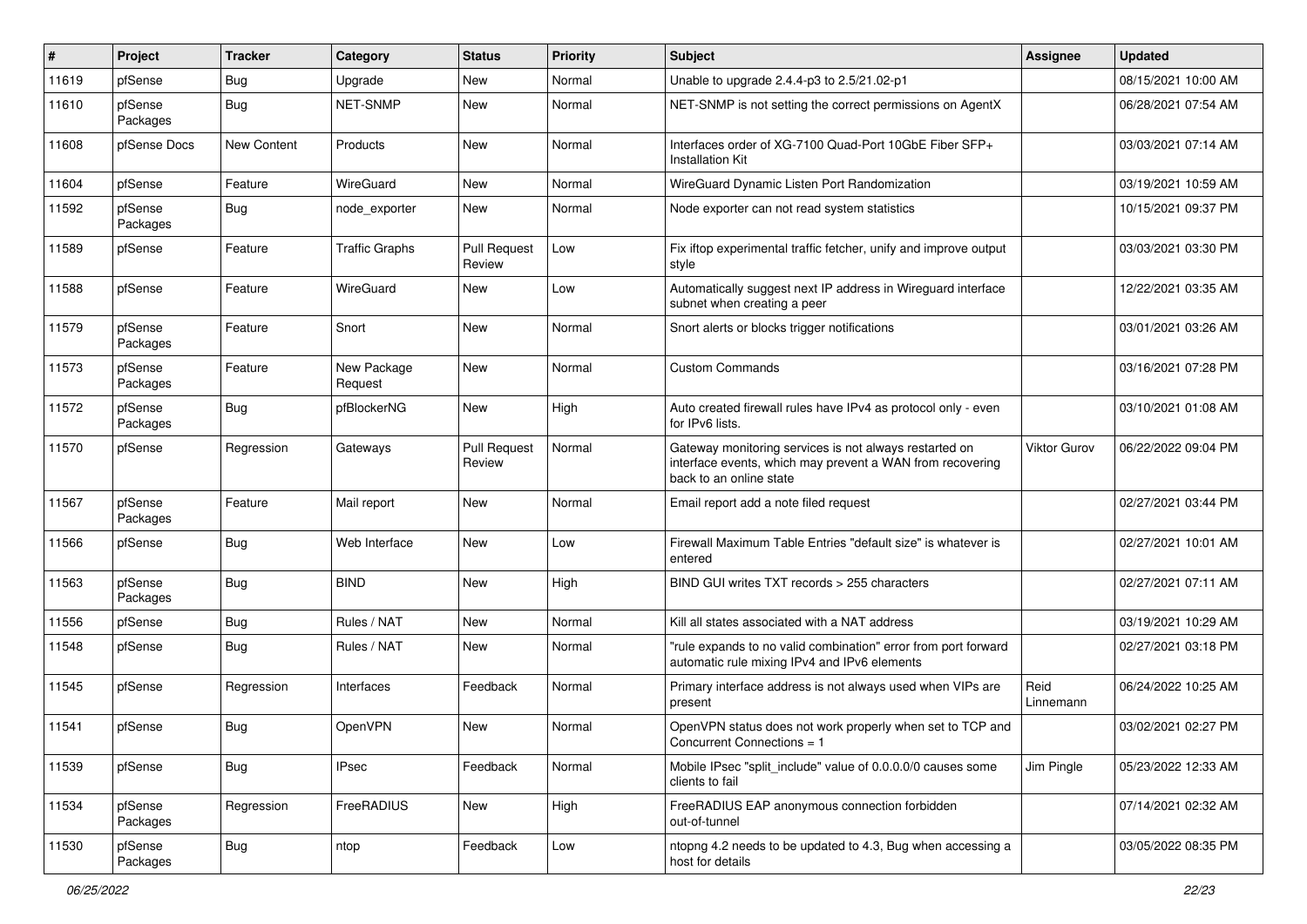| # | Project | Tracker | Category | Status | Priority | Subject | Assignee | Updated |
| --- | --- | --- | --- | --- | --- | --- | --- | --- |
| 11619 | pfSense | Bug | Upgrade | New | Normal | Unable to upgrade 2.4.4-p3 to 2.5/21.02-p1 | | 08/15/2021 10:00 AM |
| 11610 | pfSense Packages | Bug | NET-SNMP | New | Normal | NET-SNMP is not setting the correct permissions on AgentX | | 06/28/2021 07:54 AM |
| 11608 | pfSense Docs | New Content | Products | New | Normal | Interfaces order of XG-7100 Quad-Port 10GbE Fiber SFP+ Installation Kit | | 03/03/2021 07:14 AM |
| 11604 | pfSense | Feature | WireGuard | New | Normal | WireGuard Dynamic Listen Port Randomization | | 03/19/2021 10:59 AM |
| 11592 | pfSense Packages | Bug | node_exporter | New | Normal | Node exporter can not read system statistics | | 10/15/2021 09:37 PM |
| 11589 | pfSense | Feature | Traffic Graphs | Pull Request Review | Low | Fix iftop experimental traffic fetcher, unify and improve output style | | 03/03/2021 03:30 PM |
| 11588 | pfSense | Feature | WireGuard | New | Low | Automatically suggest next IP address in Wireguard interface subnet when creating a peer | | 12/22/2021 03:35 AM |
| 11579 | pfSense Packages | Feature | Snort | New | Normal | Snort alerts or blocks trigger notifications | | 03/01/2021 03:26 AM |
| 11573 | pfSense Packages | Feature | New Package Request | New | Normal | Custom Commands | | 03/16/2021 07:28 PM |
| 11572 | pfSense Packages | Bug | pfBlockerNG | New | High | Auto created firewall rules have IPv4 as protocol only - even for IPv6 lists. | | 03/10/2021 01:08 AM |
| 11570 | pfSense | Regression | Gateways | Pull Request Review | Normal | Gateway monitoring services is not always restarted on interface events, which may prevent a WAN from recovering back to an online state | Viktor Gurov | 06/22/2022 09:04 PM |
| 11567 | pfSense Packages | Feature | Mail report | New | Normal | Email report add a note filed request | | 02/27/2021 03:44 PM |
| 11566 | pfSense | Bug | Web Interface | New | Low | Firewall Maximum Table Entries "default size" is whatever is entered | | 02/27/2021 10:01 AM |
| 11563 | pfSense Packages | Bug | BIND | New | High | BIND GUI writes TXT records > 255 characters | | 02/27/2021 07:11 AM |
| 11556 | pfSense | Bug | Rules / NAT | New | Normal | Kill all states associated with a NAT address | | 03/19/2021 10:29 AM |
| 11548 | pfSense | Bug | Rules / NAT | New | Normal | "rule expands to no valid combination" error from port forward automatic rule mixing IPv4 and IPv6 elements | | 02/27/2021 03:18 PM |
| 11545 | pfSense | Regression | Interfaces | Feedback | Normal | Primary interface address is not always used when VIPs are present | Reid Linnemann | 06/24/2022 10:25 AM |
| 11541 | pfSense | Bug | OpenVPN | New | Normal | OpenVPN status does not work properly when set to TCP and Concurrent Connections = 1 | | 03/02/2021 02:27 PM |
| 11539 | pfSense | Bug | IPsec | Feedback | Normal | Mobile IPsec "split_include" value of 0.0.0.0/0 causes some clients to fail | Jim Pingle | 05/23/2022 12:33 AM |
| 11534 | pfSense Packages | Regression | FreeRADIUS | New | High | FreeRADIUS EAP anonymous connection forbidden out-of-tunnel | | 07/14/2021 02:32 AM |
| 11530 | pfSense Packages | Bug | ntop | Feedback | Low | ntopng 4.2 needs to be updated to 4.3, Bug when accessing a host for details | | 03/05/2022 08:35 PM |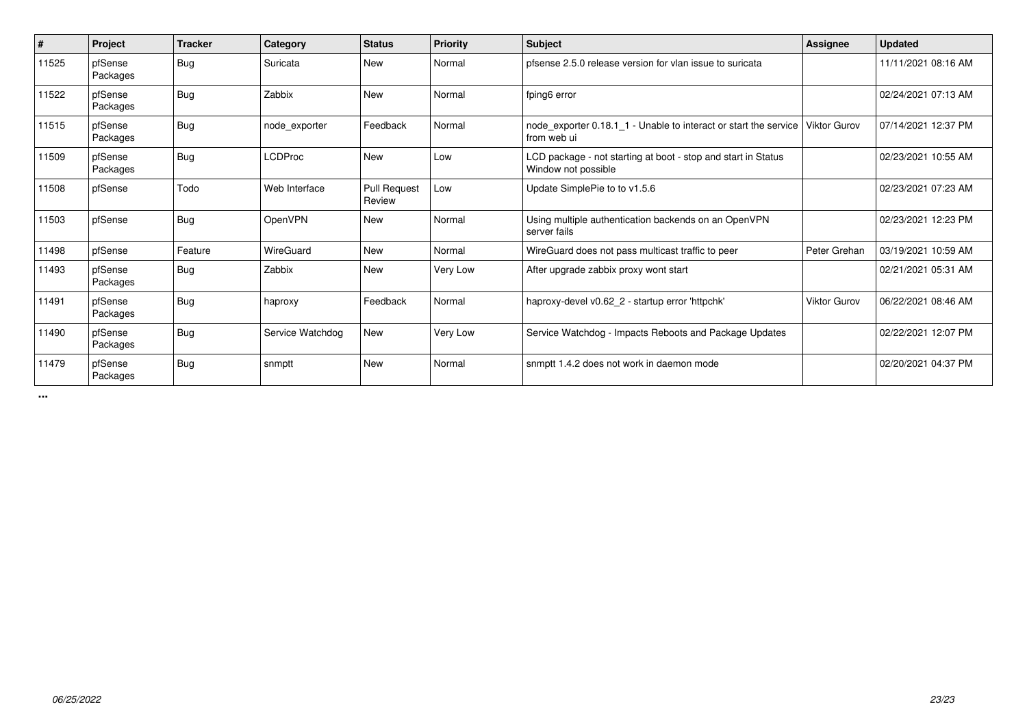| # | Project | Tracker | Category | Status | Priority | Subject | Assignee | Updated |
|---|---|---|---|---|---|---|---|---|
| 11525 | pfSense Packages | Bug | Suricata | New | Normal | pfsense 2.5.0 release version for vlan issue to suricata | | 11/11/2021 08:16 AM |
| 11522 | pfSense Packages | Bug | Zabbix | New | Normal | fping6 error | | 02/24/2021 07:13 AM |
| 11515 | pfSense Packages | Bug | node_exporter | Feedback | Normal | node_exporter 0.18.1_1 - Unable to interact or start the service from web ui | Viktor Gurov | 07/14/2021 12:37 PM |
| 11509 | pfSense Packages | Bug | LCDProc | New | Low | LCD package - not starting at boot - stop and start in Status Window not possible | | 02/23/2021 10:55 AM |
| 11508 | pfSense | Todo | Web Interface | Pull Request Review | Low | Update SimplePie to to v1.5.6 | | 02/23/2021 07:23 AM |
| 11503 | pfSense | Bug | OpenVPN | New | Normal | Using multiple authentication backends on an OpenVPN server fails | | 02/23/2021 12:23 PM |
| 11498 | pfSense | Feature | WireGuard | New | Normal | WireGuard does not pass multicast traffic to peer | Peter Grehan | 03/19/2021 10:59 AM |
| 11493 | pfSense Packages | Bug | Zabbix | New | Very Low | After upgrade zabbix proxy wont start | | 02/21/2021 05:31 AM |
| 11491 | pfSense Packages | Bug | haproxy | Feedback | Normal | haproxy-devel v0.62_2 - startup error 'httpchk' | Viktor Gurov | 06/22/2021 08:46 AM |
| 11490 | pfSense Packages | Bug | Service Watchdog | New | Very Low | Service Watchdog - Impacts Reboots and Package Updates | | 02/22/2021 12:07 PM |
| 11479 | pfSense Packages | Bug | snmptt | New | Normal | snmptt 1.4.2 does not work in daemon mode | | 02/20/2021 04:37 PM |

**...**